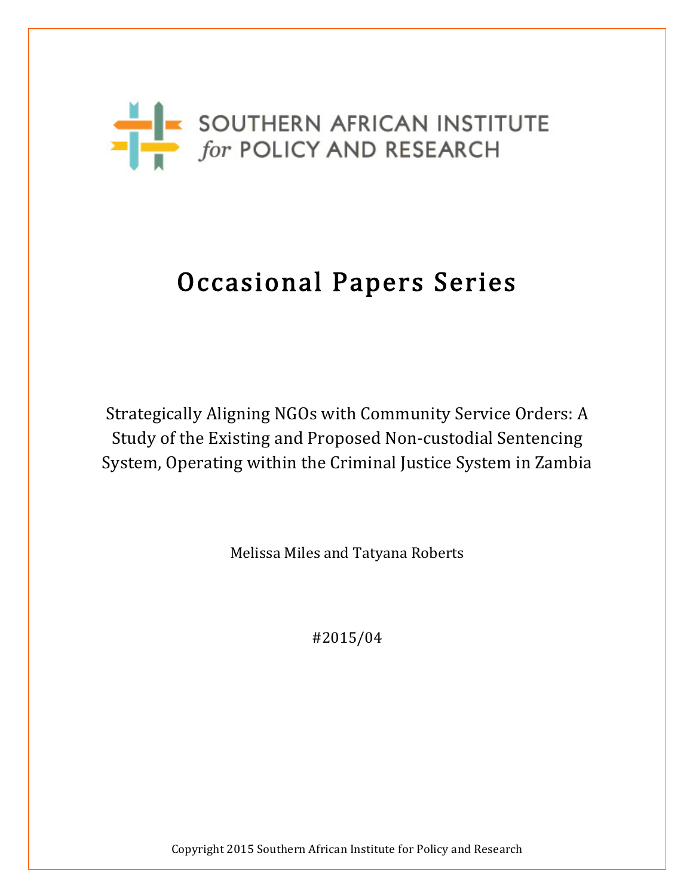SOUTHERN AFRICAN INSTITUTE *for* POLICY AND RESEARCH

# Occasional Papers Series

Strategically Aligning NGOs with Community Service Orders: A Study of the Existing and Proposed Non-custodial Sentencing System, Operating within the Criminal Justice System in Zambia

Melissa Miles and Tatyana Roberts

#2015/04

Copyright 2015 Southern African Institute for Policy and Research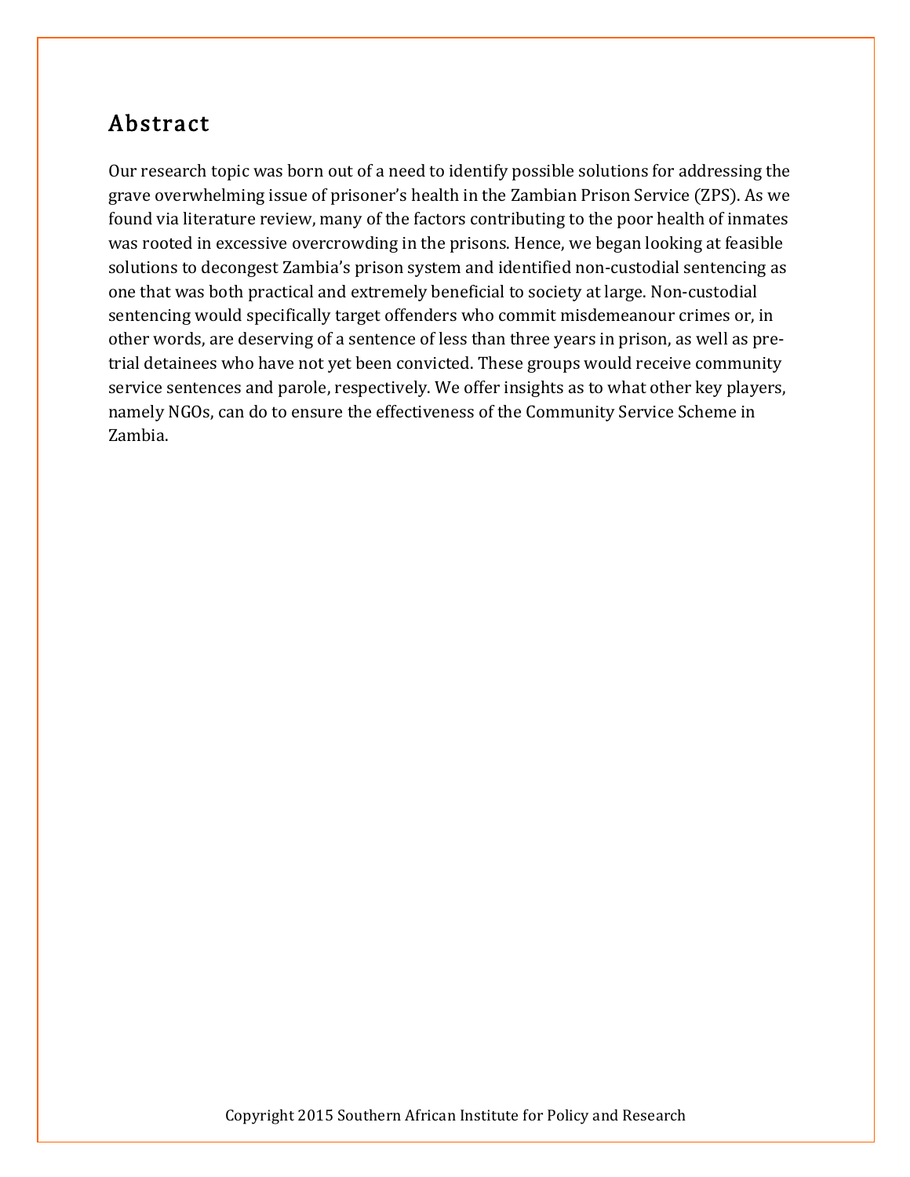## Abstract

Our research topic was born out of a need to identify possible solutions for addressing the grave overwhelming issue of prisoner's health in the Zambian Prison Service (ZPS). As we found via literature review, many of the factors contributing to the poor health of inmates was rooted in excessive overcrowding in the prisons. Hence, we began looking at feasible solutions to decongest Zambia's prison system and identified non-custodial sentencing as one that was both practical and extremely beneficial to society at large. Non-custodial sentencing would specifically target offenders who commit misdemeanour crimes or, in other words, are deserving of a sentence of less than three years in prison, as well as pre-trial detainees who have not yet been convicted. These groups would receive community service sentences and parole, respectively. We offer insights as to what other key players, namely NGOs, can do to ensure the effectiveness of the Community Service Scheme in Zambia.

Copyright 2015 Southern African Institute for Policy and Research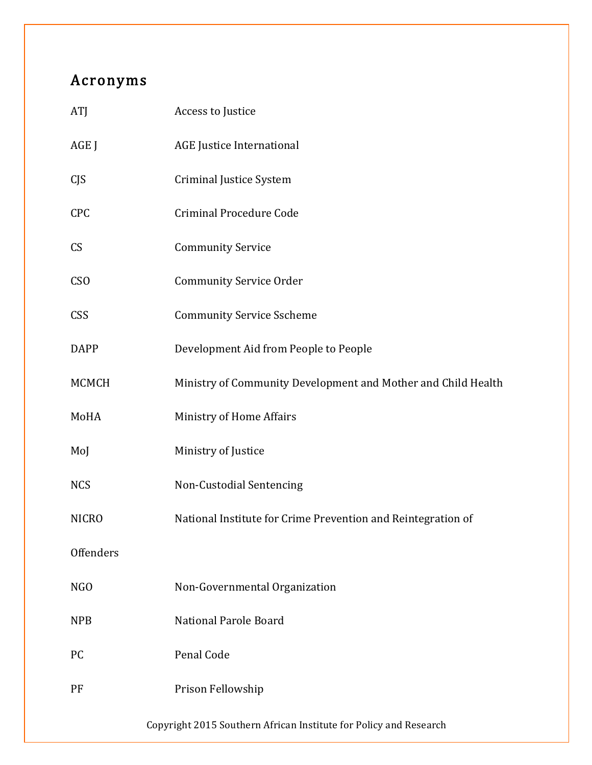## Acronyms

| | |
|---|---|
| ATJ | Access to Justice |
| AGE J | AGE Justice International |
| CJS | Criminal Justice System |
| CPC | Criminal Procedure Code |
| CS | Community Service |
| CSO | Community Service Order |
| CSS | Community Service Sscheme |
| DAPP | Development Aid from People to People |
| MCMCH | Ministry of Community Development and Mother and Child Health |
| MoHA | Ministry of Home Affairs |
| MoJ | Ministry of Justice |
| NCS | Non-Custodial Sentencing |
| NICRO | National Institute for Crime Prevention and Reintegration of Offenders |
| NGO | Non-Governmental Organization |
| NPB | National Parole Board |
| PC | Penal Code |
| PF | Prison Fellowship |

Copyright 2015 Southern African Institute for Policy and Research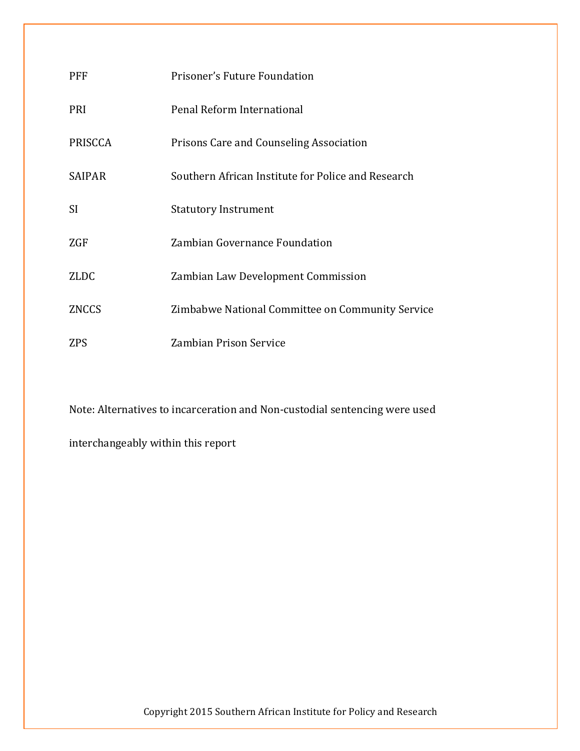| | |
|---|---|
| PFF | Prisoner's Future Foundation |
| PRI | Penal Reform International |
| PRISCCA | Prisons Care and Counseling Association |
| SAIPAR | Southern African Institute for Police and Research |
| SI | Statutory Instrument |
| ZGF | Zambian Governance Foundation |
| ZLDC | Zambian Law Development Commission |
| ZNCCS | Zimbabwe National Committee on Community Service |
| ZPS | Zambian Prison Service |

Note: Alternatives to incarceration and Non-custodial sentencing were used interchangeably within this report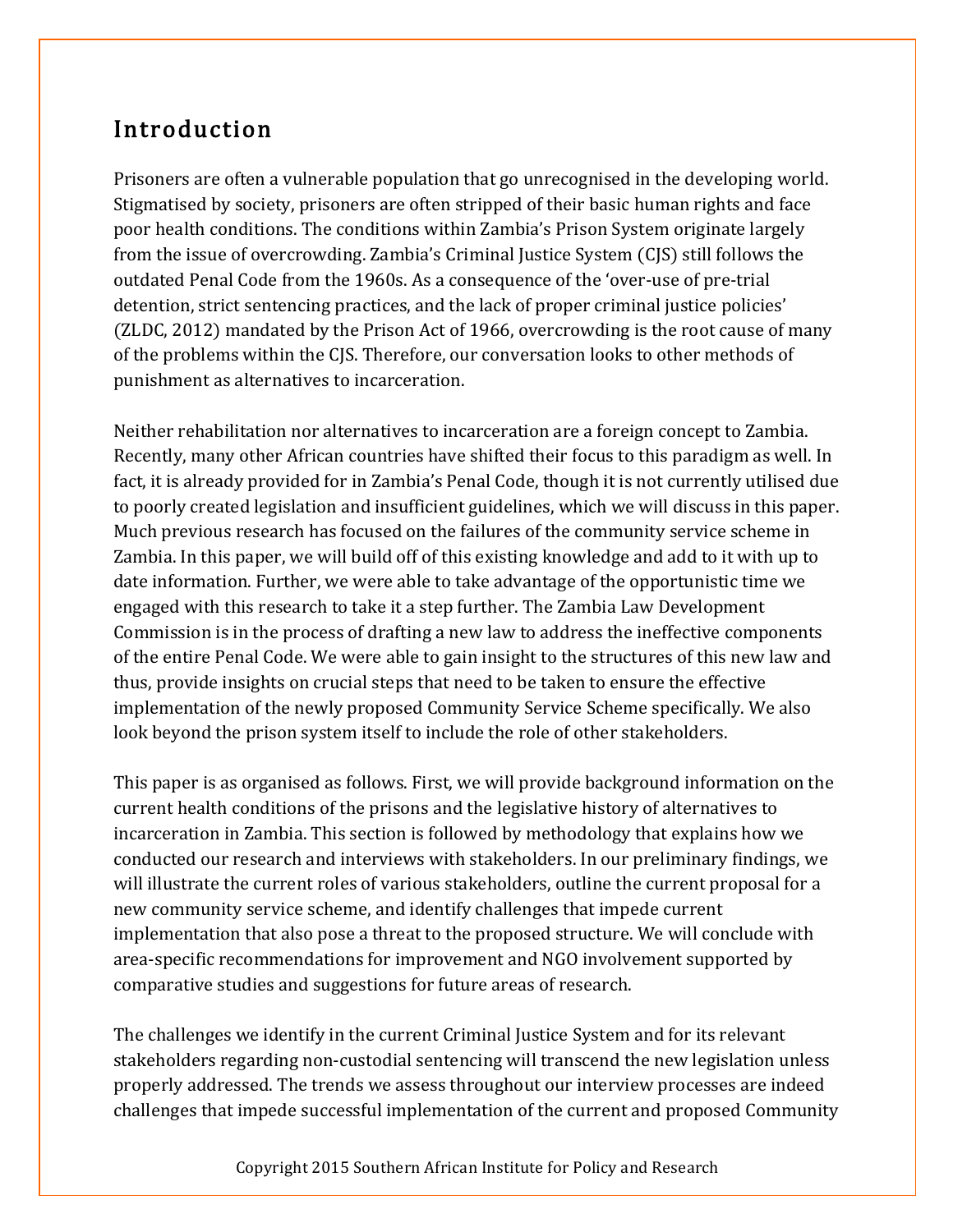## Introduction

Prisoners are often a vulnerable population that go unrecognised in the developing world. Stigmatised by society, prisoners are often stripped of their basic human rights and face poor health conditions. The conditions within Zambia's Prison System originate largely from the issue of overcrowding. Zambia's Criminal Justice System (CJS) still follows the outdated Penal Code from the 1960s. As a consequence of the 'over-use of pre-trial detention, strict sentencing practices, and the lack of proper criminal justice policies' (ZLDC, 2012) mandated by the Prison Act of 1966, overcrowding is the root cause of many of the problems within the CJS. Therefore, our conversation looks to other methods of punishment as alternatives to incarceration.

Neither rehabilitation nor alternatives to incarceration are a foreign concept to Zambia. Recently, many other African countries have shifted their focus to this paradigm as well. In fact, it is already provided for in Zambia's Penal Code, though it is not currently utilised due to poorly created legislation and insufficient guidelines, which we will discuss in this paper. Much previous research has focused on the failures of the community service scheme in Zambia. In this paper, we will build off of this existing knowledge and add to it with up to date information. Further, we were able to take advantage of the opportunistic time we engaged with this research to take it a step further. The Zambia Law Development Commission is in the process of drafting a new law to address the ineffective components of the entire Penal Code. We were able to gain insight to the structures of this new law and thus, provide insights on crucial steps that need to be taken to ensure the effective implementation of the newly proposed Community Service Scheme specifically. We also look beyond the prison system itself to include the role of other stakeholders.

This paper is as organised as follows. First, we will provide background information on the current health conditions of the prisons and the legislative history of alternatives to incarceration in Zambia. This section is followed by methodology that explains how we conducted our research and interviews with stakeholders. In our preliminary findings, we will illustrate the current roles of various stakeholders, outline the current proposal for a new community service scheme, and identify challenges that impede current implementation that also pose a threat to the proposed structure. We will conclude with area-specific recommendations for improvement and NGO involvement supported by comparative studies and suggestions for future areas of research.

The challenges we identify in the current Criminal Justice System and for its relevant stakeholders regarding non-custodial sentencing will transcend the new legislation unless properly addressed. The trends we assess throughout our interview processes are indeed challenges that impede successful implementation of the current and proposed Community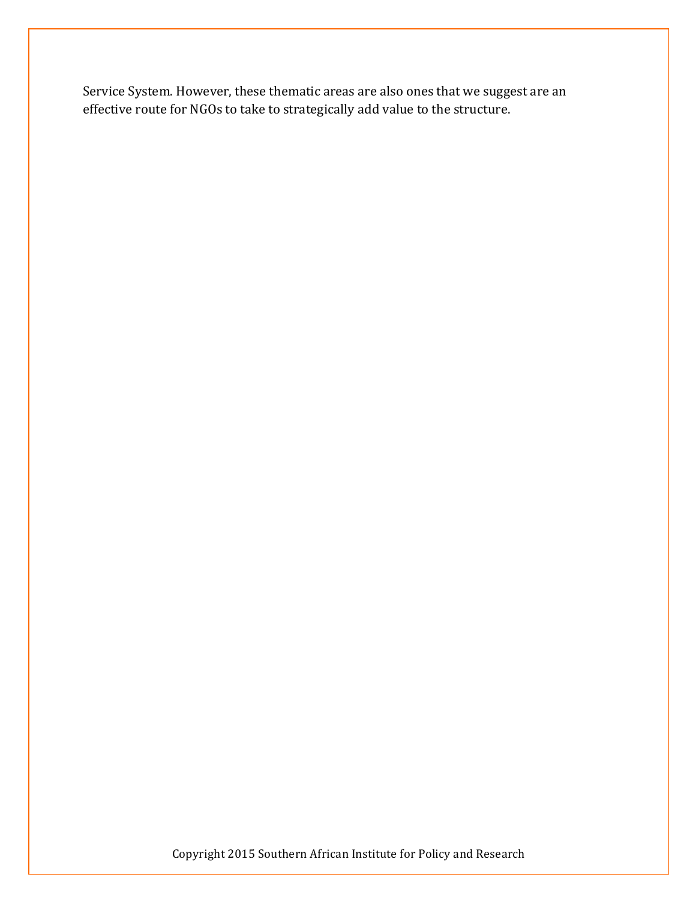Service System. However, these thematic areas are also ones that we suggest are an effective route for NGOs to take to strategically add value to the structure.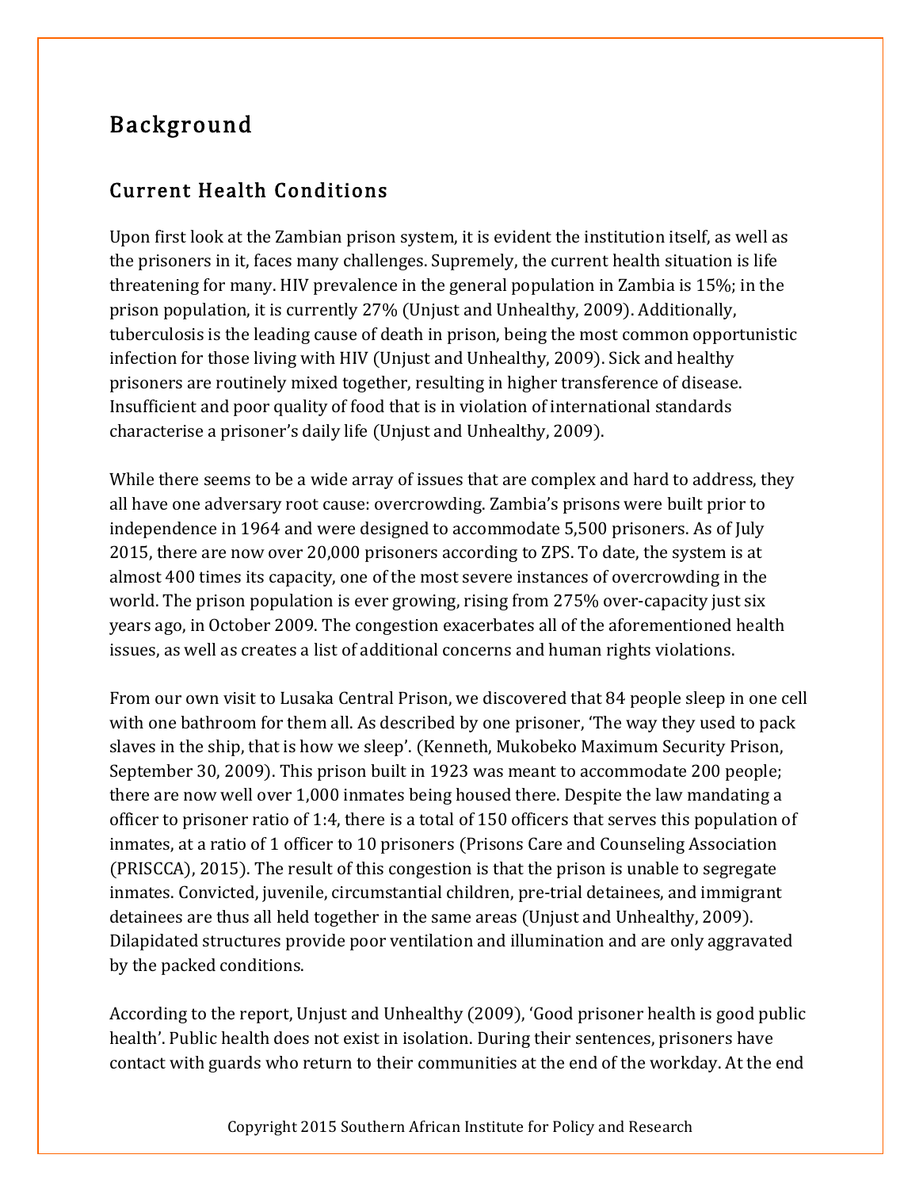## Background

### Current Health Conditions

Upon first look at the Zambian prison system, it is evident the institution itself, as well as the prisoners in it, faces many challenges. Supremely, the current health situation is life threatening for many. HIV prevalence in the general population in Zambia is 15%; in the prison population, it is currently 27% (Unjust and Unhealthy, 2009). Additionally, tuberculosis is the leading cause of death in prison, being the most common opportunistic infection for those living with HIV (Unjust and Unhealthy, 2009). Sick and healthy prisoners are routinely mixed together, resulting in higher transference of disease. Insufficient and poor quality of food that is in violation of international standards characterise a prisoner's daily life (Unjust and Unhealthy, 2009).

While there seems to be a wide array of issues that are complex and hard to address, they all have one adversary root cause: overcrowding. Zambia's prisons were built prior to independence in 1964 and were designed to accommodate 5,500 prisoners. As of July 2015, there are now over 20,000 prisoners according to ZPS. To date, the system is at almost 400 times its capacity, one of the most severe instances of overcrowding in the world. The prison population is ever growing, rising from 275% over-capacity just six years ago, in October 2009. The congestion exacerbates all of the aforementioned health issues, as well as creates a list of additional concerns and human rights violations.

From our own visit to Lusaka Central Prison, we discovered that 84 people sleep in one cell with one bathroom for them all. As described by one prisoner, 'The way they used to pack slaves in the ship, that is how we sleep'. (Kenneth, Mukobeko Maximum Security Prison, September 30, 2009). This prison built in 1923 was meant to accommodate 200 people; there are now well over 1,000 inmates being housed there. Despite the law mandating a officer to prisoner ratio of 1:4, there is a total of 150 officers that serves this population of inmates, at a ratio of 1 officer to 10 prisoners (Prisons Care and Counseling Association (PRISCCA), 2015). The result of this congestion is that the prison is unable to segregate inmates. Convicted, juvenile, circumstantial children, pre-trial detainees, and immigrant detainees are thus all held together in the same areas (Unjust and Unhealthy, 2009). Dilapidated structures provide poor ventilation and illumination and are only aggravated by the packed conditions.

According to the report, Unjust and Unhealthy (2009), 'Good prisoner health is good public health'. Public health does not exist in isolation. During their sentences, prisoners have contact with guards who return to their communities at the end of the workday. At the end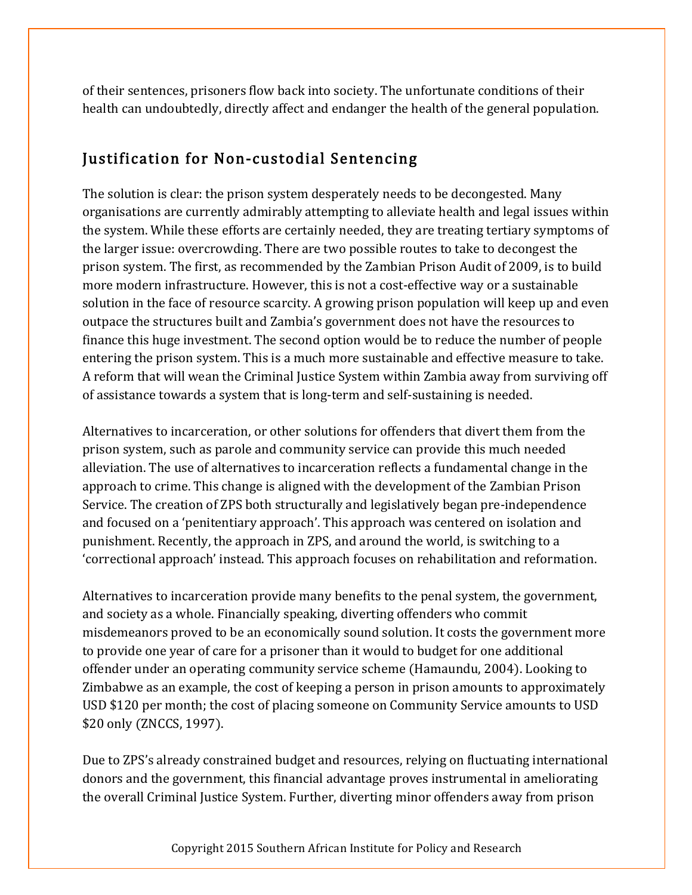of their sentences, prisoners flow back into society. The unfortunate conditions of their health can undoubtedly, directly affect and endanger the health of the general population.

## Justification for Non-custodial Sentencing

The solution is clear: the prison system desperately needs to be decongested. Many organisations are currently admirably attempting to alleviate health and legal issues within the system. While these efforts are certainly needed, they are treating tertiary symptoms of the larger issue: overcrowding. There are two possible routes to take to decongest the prison system. The first, as recommended by the Zambian Prison Audit of 2009, is to build more modern infrastructure. However, this is not a cost-effective way or a sustainable solution in the face of resource scarcity. A growing prison population will keep up and even outpace the structures built and Zambia's government does not have the resources to finance this huge investment. The second option would be to reduce the number of people entering the prison system. This is a much more sustainable and effective measure to take. A reform that will wean the Criminal Justice System within Zambia away from surviving off of assistance towards a system that is long-term and self-sustaining is needed.

Alternatives to incarceration, or other solutions for offenders that divert them from the prison system, such as parole and community service can provide this much needed alleviation. The use of alternatives to incarceration reflects a fundamental change in the approach to crime. This change is aligned with the development of the Zambian Prison Service. The creation of ZPS both structurally and legislatively began pre-independence and focused on a 'penitentiary approach'. This approach was centered on isolation and punishment. Recently, the approach in ZPS, and around the world, is switching to a 'correctional approach' instead. This approach focuses on rehabilitation and reformation.

Alternatives to incarceration provide many benefits to the penal system, the government, and society as a whole. Financially speaking, diverting offenders who commit misdemeanors proved to be an economically sound solution. It costs the government more to provide one year of care for a prisoner than it would to budget for one additional offender under an operating community service scheme (Hamaundu, 2004). Looking to Zimbabwe as an example, the cost of keeping a person in prison amounts to approximately USD $120 per month; the cost of placing someone on Community Service amounts to USD $20 only (ZNCCS, 1997).

Due to ZPS's already constrained budget and resources, relying on fluctuating international donors and the government, this financial advantage proves instrumental in ameliorating the overall Criminal Justice System. Further, diverting minor offenders away from prison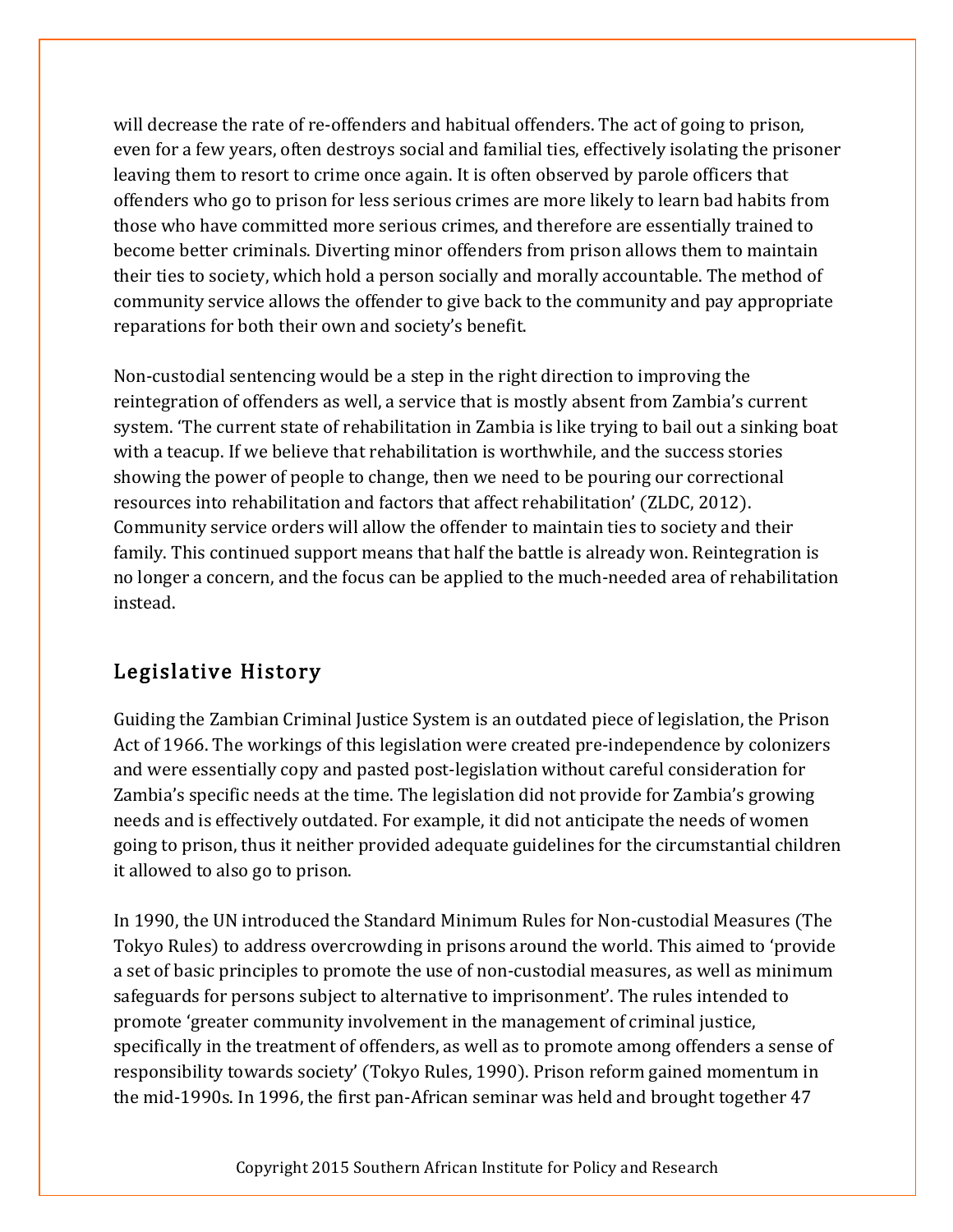will decrease the rate of re-offenders and habitual offenders. The act of going to prison, even for a few years, often destroys social and familial ties, effectively isolating the prisoner leaving them to resort to crime once again. It is often observed by parole officers that offenders who go to prison for less serious crimes are more likely to learn bad habits from those who have committed more serious crimes, and therefore are essentially trained to become better criminals. Diverting minor offenders from prison allows them to maintain their ties to society, which hold a person socially and morally accountable. The method of community service allows the offender to give back to the community and pay appropriate reparations for both their own and society's benefit.

Non-custodial sentencing would be a step in the right direction to improving the reintegration of offenders as well, a service that is mostly absent from Zambia's current system. 'The current state of rehabilitation in Zambia is like trying to bail out a sinking boat with a teacup. If we believe that rehabilitation is worthwhile, and the success stories showing the power of people to change, then we need to be pouring our correctional resources into rehabilitation and factors that affect rehabilitation' (ZLDC, 2012). Community service orders will allow the offender to maintain ties to society and their family. This continued support means that half the battle is already won. Reintegration is no longer a concern, and the focus can be applied to the much-needed area of rehabilitation instead.

## Legislative History

Guiding the Zambian Criminal Justice System is an outdated piece of legislation, the Prison Act of 1966. The workings of this legislation were created pre-independence by colonizers and were essentially copy and pasted post-legislation without careful consideration for Zambia's specific needs at the time. The legislation did not provide for Zambia's growing needs and is effectively outdated. For example, it did not anticipate the needs of women going to prison, thus it neither provided adequate guidelines for the circumstantial children it allowed to also go to prison.

In 1990, the UN introduced the Standard Minimum Rules for Non-custodial Measures (The Tokyo Rules) to address overcrowding in prisons around the world. This aimed to 'provide a set of basic principles to promote the use of non-custodial measures, as well as minimum safeguards for persons subject to alternative to imprisonment'. The rules intended to promote 'greater community involvement in the management of criminal justice, specifically in the treatment of offenders, as well as to promote among offenders a sense of responsibility towards society' (Tokyo Rules, 1990). Prison reform gained momentum in the mid-1990s. In 1996, the first pan-African seminar was held and brought together 47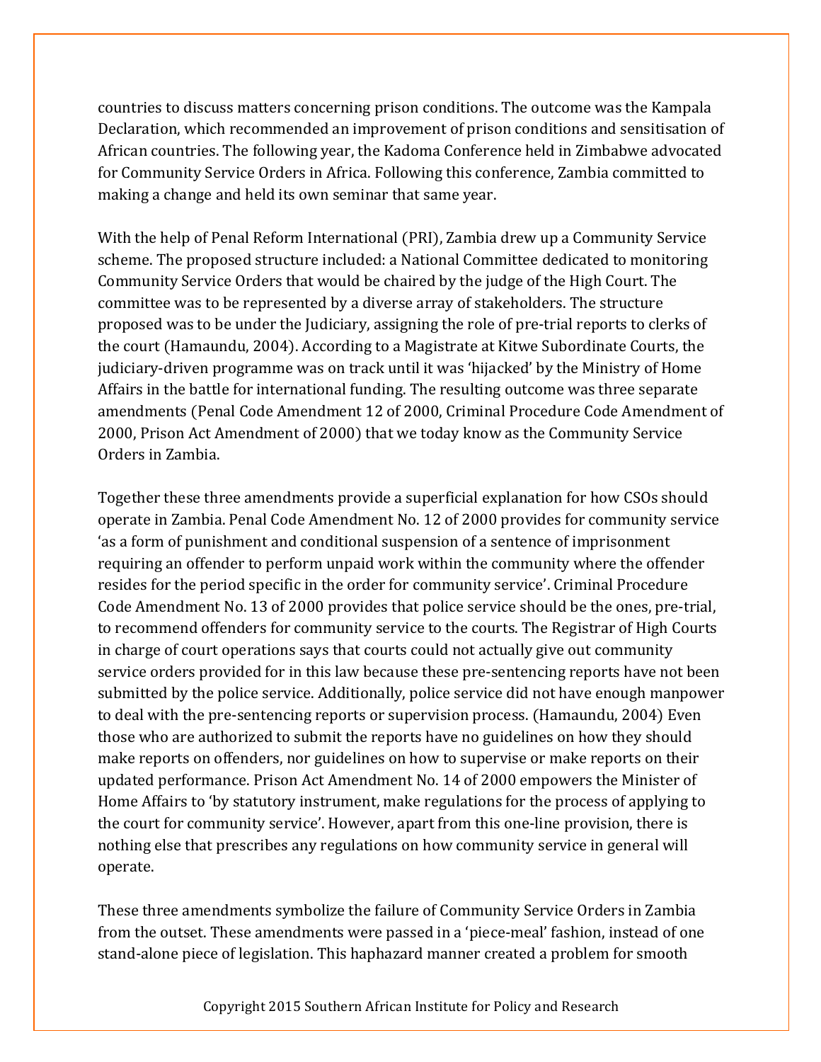countries to discuss matters concerning prison conditions. The outcome was the Kampala Declaration, which recommended an improvement of prison conditions and sensitisation of African countries. The following year, the Kadoma Conference held in Zimbabwe advocated for Community Service Orders in Africa. Following this conference, Zambia committed to making a change and held its own seminar that same year.

With the help of Penal Reform International (PRI), Zambia drew up a Community Service scheme. The proposed structure included: a National Committee dedicated to monitoring Community Service Orders that would be chaired by the judge of the High Court. The committee was to be represented by a diverse array of stakeholders. The structure proposed was to be under the Judiciary, assigning the role of pre-trial reports to clerks of the court (Hamaundu, 2004). According to a Magistrate at Kitwe Subordinate Courts, the judiciary-driven programme was on track until it was 'hijacked' by the Ministry of Home Affairs in the battle for international funding. The resulting outcome was three separate amendments (Penal Code Amendment 12 of 2000, Criminal Procedure Code Amendment of 2000, Prison Act Amendment of 2000) that we today know as the Community Service Orders in Zambia.

Together these three amendments provide a superficial explanation for how CSOs should operate in Zambia. Penal Code Amendment No. 12 of 2000 provides for community service 'as a form of punishment and conditional suspension of a sentence of imprisonment requiring an offender to perform unpaid work within the community where the offender resides for the period specific in the order for community service'. Criminal Procedure Code Amendment No. 13 of 2000 provides that police service should be the ones, pre-trial, to recommend offenders for community service to the courts. The Registrar of High Courts in charge of court operations says that courts could not actually give out community service orders provided for in this law because these pre-sentencing reports have not been submitted by the police service. Additionally, police service did not have enough manpower to deal with the pre-sentencing reports or supervision process. (Hamaundu, 2004) Even those who are authorized to submit the reports have no guidelines on how they should make reports on offenders, nor guidelines on how to supervise or make reports on their updated performance. Prison Act Amendment No. 14 of 2000 empowers the Minister of Home Affairs to 'by statutory instrument, make regulations for the process of applying to the court for community service'. However, apart from this one-line provision, there is nothing else that prescribes any regulations on how community service in general will operate.

These three amendments symbolize the failure of Community Service Orders in Zambia from the outset. These amendments were passed in a 'piece-meal' fashion, instead of one stand-alone piece of legislation. This haphazard manner created a problem for smooth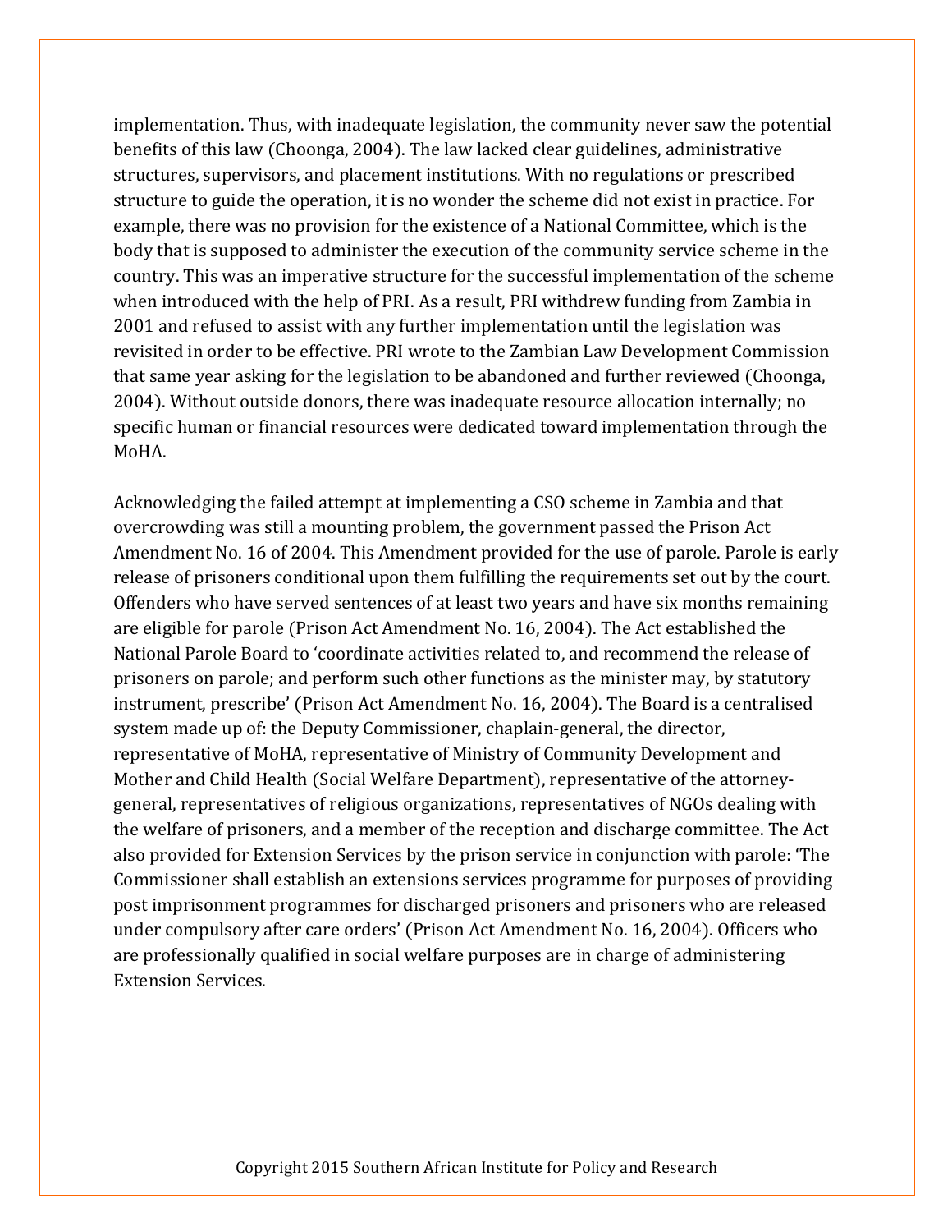implementation. Thus, with inadequate legislation, the community never saw the potential benefits of this law (Choonga, 2004). The law lacked clear guidelines, administrative structures, supervisors, and placement institutions. With no regulations or prescribed structure to guide the operation, it is no wonder the scheme did not exist in practice. For example, there was no provision for the existence of a National Committee, which is the body that is supposed to administer the execution of the community service scheme in the country. This was an imperative structure for the successful implementation of the scheme when introduced with the help of PRI. As a result, PRI withdrew funding from Zambia in 2001 and refused to assist with any further implementation until the legislation was revisited in order to be effective. PRI wrote to the Zambian Law Development Commission that same year asking for the legislation to be abandoned and further reviewed (Choonga, 2004). Without outside donors, there was inadequate resource allocation internally; no specific human or financial resources were dedicated toward implementation through the MoHA.

Acknowledging the failed attempt at implementing a CSO scheme in Zambia and that overcrowding was still a mounting problem, the government passed the Prison Act Amendment No. 16 of 2004. This Amendment provided for the use of parole. Parole is early release of prisoners conditional upon them fulfilling the requirements set out by the court. Offenders who have served sentences of at least two years and have six months remaining are eligible for parole (Prison Act Amendment No. 16, 2004). The Act established the National Parole Board to 'coordinate activities related to, and recommend the release of prisoners on parole; and perform such other functions as the minister may, by statutory instrument, prescribe' (Prison Act Amendment No. 16, 2004). The Board is a centralised system made up of: the Deputy Commissioner, chaplain-general, the director, representative of MoHA, representative of Ministry of Community Development and Mother and Child Health (Social Welfare Department), representative of the attorney-general, representatives of religious organizations, representatives of NGOs dealing with the welfare of prisoners, and a member of the reception and discharge committee. The Act also provided for Extension Services by the prison service in conjunction with parole: 'The Commissioner shall establish an extensions services programme for purposes of providing post imprisonment programmes for discharged prisoners and prisoners who are released under compulsory after care orders' (Prison Act Amendment No. 16, 2004). Officers who are professionally qualified in social welfare purposes are in charge of administering Extension Services.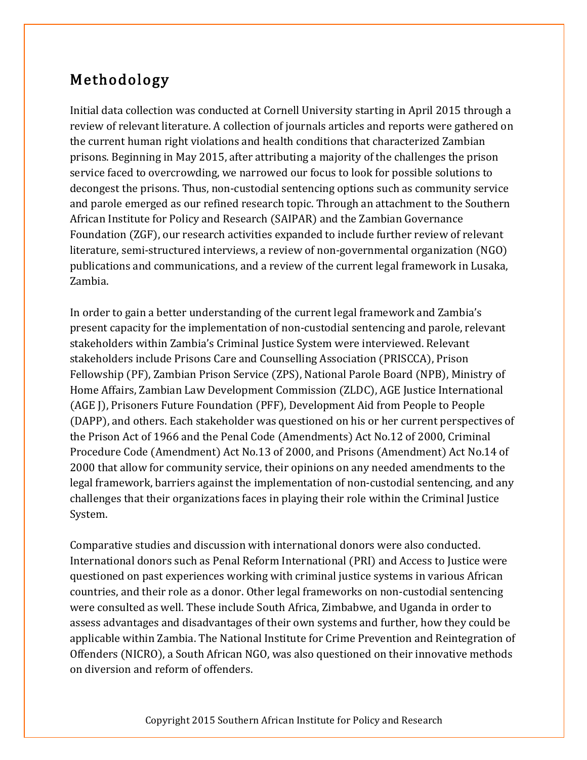## Methodology

Initial data collection was conducted at Cornell University starting in April 2015 through a review of relevant literature. A collection of journals articles and reports were gathered on the current human right violations and health conditions that characterized Zambian prisons. Beginning in May 2015, after attributing a majority of the challenges the prison service faced to overcrowding, we narrowed our focus to look for possible solutions to decongest the prisons. Thus, non-custodial sentencing options such as community service and parole emerged as our refined research topic. Through an attachment to the Southern African Institute for Policy and Research (SAIPAR) and the Zambian Governance Foundation (ZGF), our research activities expanded to include further review of relevant literature, semi-structured interviews, a review of non-governmental organization (NGO) publications and communications, and a review of the current legal framework in Lusaka, Zambia.

In order to gain a better understanding of the current legal framework and Zambia's present capacity for the implementation of non-custodial sentencing and parole, relevant stakeholders within Zambia's Criminal Justice System were interviewed. Relevant stakeholders include Prisons Care and Counselling Association (PRISCCA), Prison Fellowship (PF), Zambian Prison Service (ZPS), National Parole Board (NPB), Ministry of Home Affairs, Zambian Law Development Commission (ZLDC), AGE Justice International (AGE J), Prisoners Future Foundation (PFF), Development Aid from People to People (DAPP), and others. Each stakeholder was questioned on his or her current perspectives of the Prison Act of 1966 and the Penal Code (Amendments) Act No.12 of 2000, Criminal Procedure Code (Amendment) Act No.13 of 2000, and Prisons (Amendment) Act No.14 of 2000 that allow for community service, their opinions on any needed amendments to the legal framework, barriers against the implementation of non-custodial sentencing, and any challenges that their organizations faces in playing their role within the Criminal Justice System.

Comparative studies and discussion with international donors were also conducted. International donors such as Penal Reform International (PRI) and Access to Justice were questioned on past experiences working with criminal justice systems in various African countries, and their role as a donor. Other legal frameworks on non-custodial sentencing were consulted as well. These include South Africa, Zimbabwe, and Uganda in order to assess advantages and disadvantages of their own systems and further, how they could be applicable within Zambia. The National Institute for Crime Prevention and Reintegration of Offenders (NICRO), a South African NGO, was also questioned on their innovative methods on diversion and reform of offenders.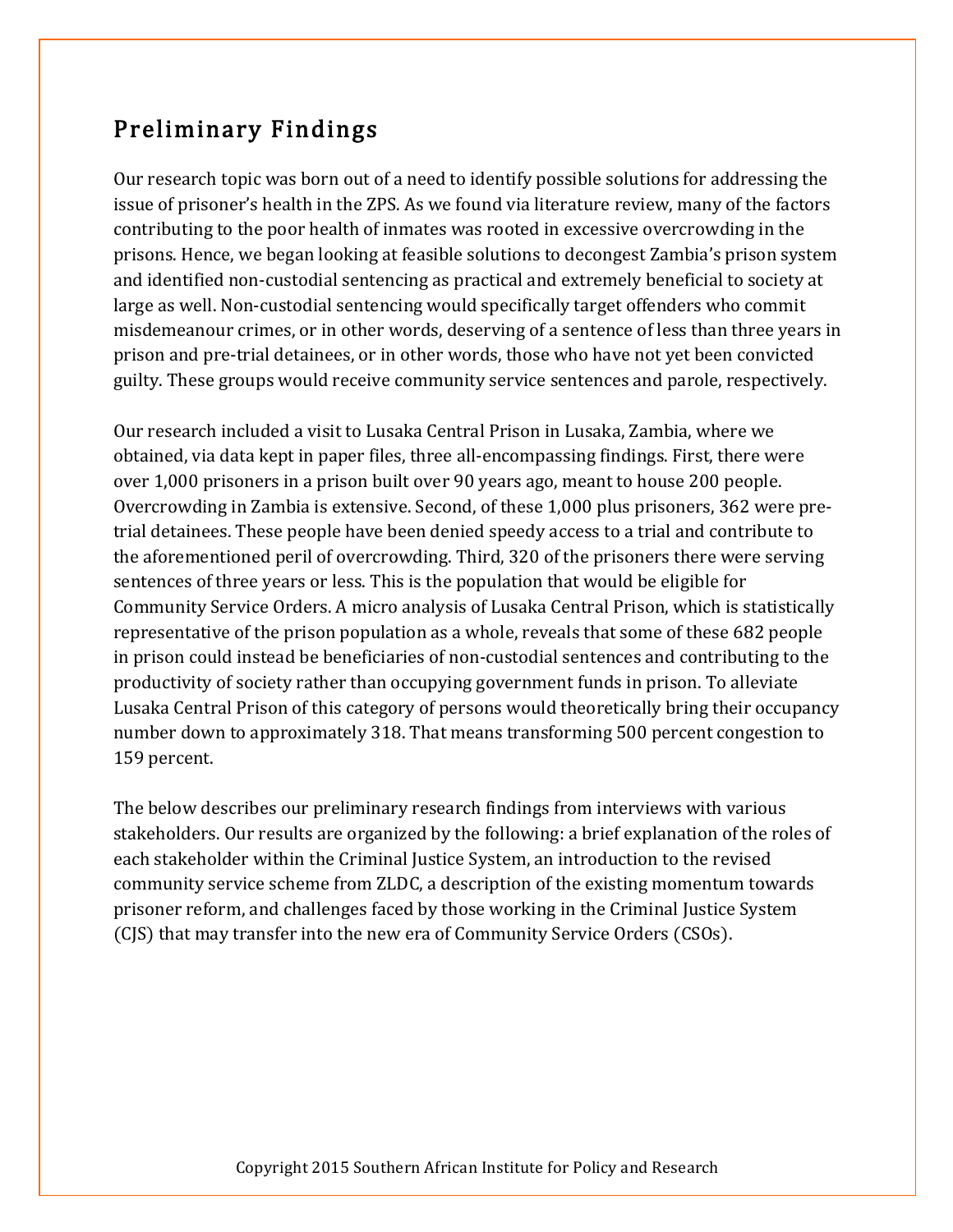## Preliminary Findings

Our research topic was born out of a need to identify possible solutions for addressing the issue of prisoner's health in the ZPS. As we found via literature review, many of the factors contributing to the poor health of inmates was rooted in excessive overcrowding in the prisons. Hence, we began looking at feasible solutions to decongest Zambia's prison system and identified non-custodial sentencing as practical and extremely beneficial to society at large as well. Non-custodial sentencing would specifically target offenders who commit misdemeanour crimes, or in other words, deserving of a sentence of less than three years in prison and pre-trial detainees, or in other words, those who have not yet been convicted guilty. These groups would receive community service sentences and parole, respectively.

Our research included a visit to Lusaka Central Prison in Lusaka, Zambia, where we obtained, via data kept in paper files, three all-encompassing findings. First, there were over 1,000 prisoners in a prison built over 90 years ago, meant to house 200 people. Overcrowding in Zambia is extensive. Second, of these 1,000 plus prisoners, 362 were pre-trial detainees. These people have been denied speedy access to a trial and contribute to the aforementioned peril of overcrowding. Third, 320 of the prisoners there were serving sentences of three years or less. This is the population that would be eligible for Community Service Orders. A micro analysis of Lusaka Central Prison, which is statistically representative of the prison population as a whole, reveals that some of these 682 people in prison could instead be beneficiaries of non-custodial sentences and contributing to the productivity of society rather than occupying government funds in prison. To alleviate Lusaka Central Prison of this category of persons would theoretically bring their occupancy number down to approximately 318. That means transforming 500 percent congestion to 159 percent.

The below describes our preliminary research findings from interviews with various stakeholders. Our results are organized by the following: a brief explanation of the roles of each stakeholder within the Criminal Justice System, an introduction to the revised community service scheme from ZLDC, a description of the existing momentum towards prisoner reform, and challenges faced by those working in the Criminal Justice System (CJS) that may transfer into the new era of Community Service Orders (CSOs).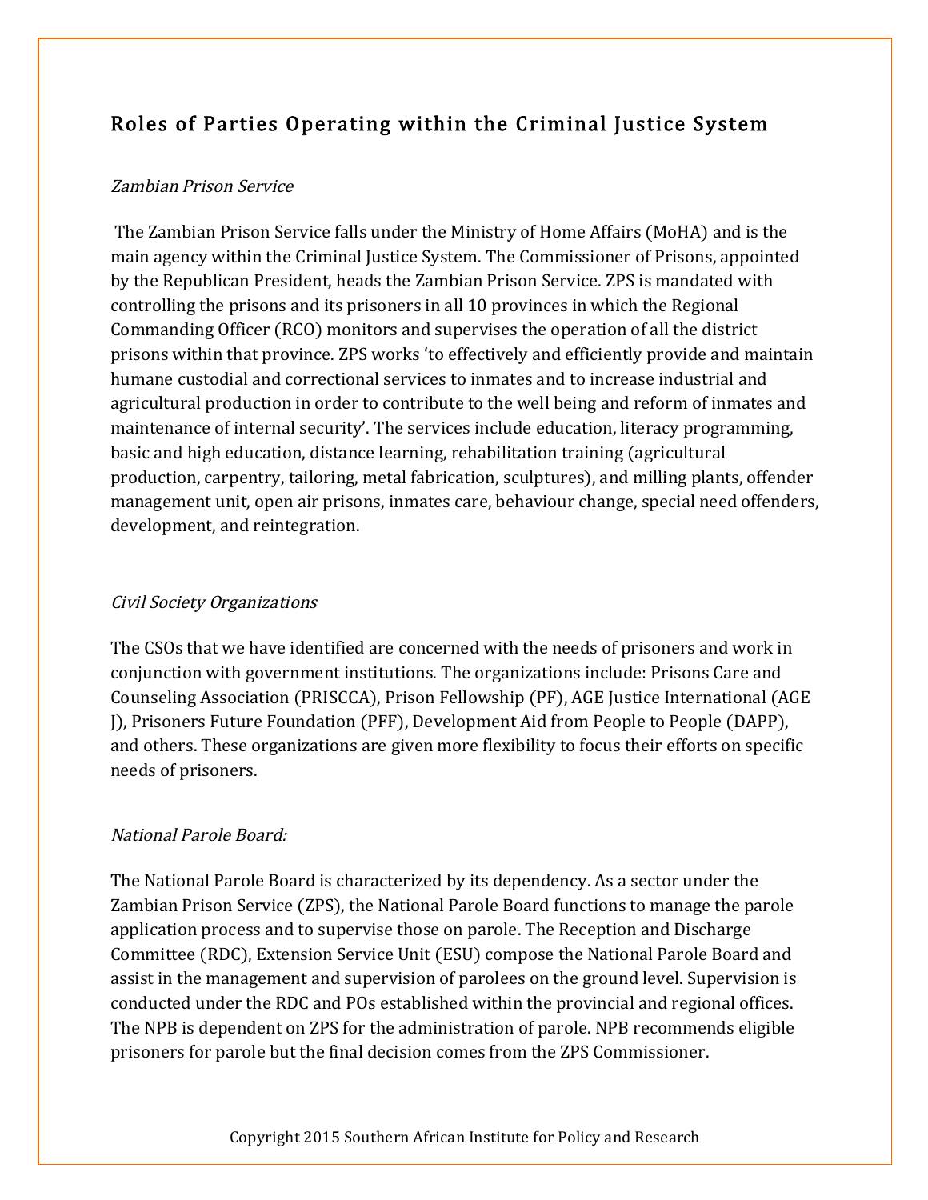## Roles of Parties Operating within the Criminal Justice System

*Zambian Prison Service*

The Zambian Prison Service falls under the Ministry of Home Affairs (MoHA) and is the main agency within the Criminal Justice System. The Commissioner of Prisons, appointed by the Republican President, heads the Zambian Prison Service. ZPS is mandated with controlling the prisons and its prisoners in all 10 provinces in which the Regional Commanding Officer (RCO) monitors and supervises the operation of all the district prisons within that province. ZPS works 'to effectively and efficiently provide and maintain humane custodial and correctional services to inmates and to increase industrial and agricultural production in order to contribute to the well being and reform of inmates and maintenance of internal security'. The services include education, literacy programming, basic and high education, distance learning, rehabilitation training (agricultural production, carpentry, tailoring, metal fabrication, sculptures), and milling plants, offender management unit, open air prisons, inmates care, behaviour change, special need offenders, development, and reintegration.

*Civil Society Organizations*

The CSOs that we have identified are concerned with the needs of prisoners and work in conjunction with government institutions. The organizations include: Prisons Care and Counseling Association (PRISCCA), Prison Fellowship (PF), AGE Justice International (AGE J), Prisoners Future Foundation (PFF), Development Aid from People to People (DAPP), and others. These organizations are given more flexibility to focus their efforts on specific needs of prisoners.

*National Parole Board:*

The National Parole Board is characterized by its dependency. As a sector under the Zambian Prison Service (ZPS), the National Parole Board functions to manage the parole application process and to supervise those on parole. The Reception and Discharge Committee (RDC), Extension Service Unit (ESU) compose the National Parole Board and assist in the management and supervision of parolees on the ground level. Supervision is conducted under the RDC and POs established within the provincial and regional offices. The NPB is dependent on ZPS for the administration of parole. NPB recommends eligible prisoners for parole but the final decision comes from the ZPS Commissioner.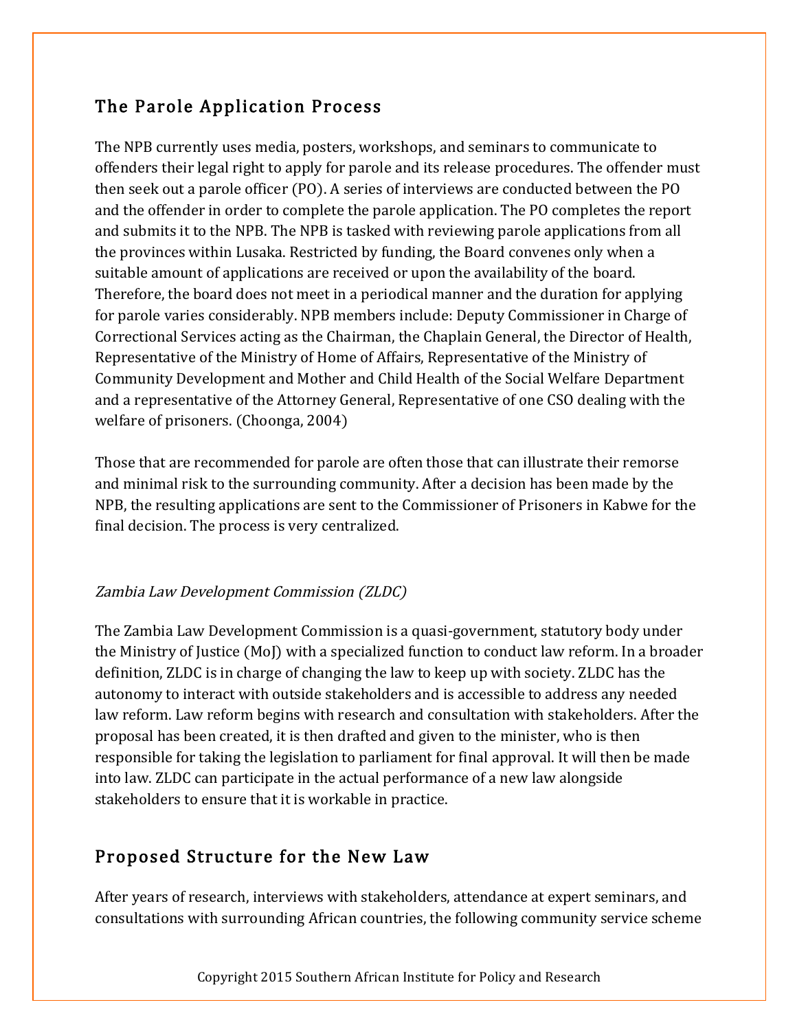## The Parole Application Process

The NPB currently uses media, posters, workshops, and seminars to communicate to offenders their legal right to apply for parole and its release procedures. The offender must then seek out a parole officer (PO). A series of interviews are conducted between the PO and the offender in order to complete the parole application. The PO completes the report and submits it to the NPB. The NPB is tasked with reviewing parole applications from all the provinces within Lusaka. Restricted by funding, the Board convenes only when a suitable amount of applications are received or upon the availability of the board. Therefore, the board does not meet in a periodical manner and the duration for applying for parole varies considerably. NPB members include: Deputy Commissioner in Charge of Correctional Services acting as the Chairman, the Chaplain General, the Director of Health, Representative of the Ministry of Home of Affairs, Representative of the Ministry of Community Development and Mother and Child Health of the Social Welfare Department and a representative of the Attorney General, Representative of one CSO dealing with the welfare of prisoners. (Choonga, 2004)

Those that are recommended for parole are often those that can illustrate their remorse and minimal risk to the surrounding community. After a decision has been made by the NPB, the resulting applications are sent to the Commissioner of Prisoners in Kabwe for the final decision. The process is very centralized.

*Zambia Law Development Commission (ZLDC)*

The Zambia Law Development Commission is a quasi-government, statutory body under the Ministry of Justice (MoJ) with a specialized function to conduct law reform. In a broader definition, ZLDC is in charge of changing the law to keep up with society. ZLDC has the autonomy to interact with outside stakeholders and is accessible to address any needed law reform. Law reform begins with research and consultation with stakeholders. After the proposal has been created, it is then drafted and given to the minister, who is then responsible for taking the legislation to parliament for final approval. It will then be made into law. ZLDC can participate in the actual performance of a new law alongside stakeholders to ensure that it is workable in practice.

## Proposed Structure for the New Law

After years of research, interviews with stakeholders, attendance at expert seminars, and consultations with surrounding African countries, the following community service scheme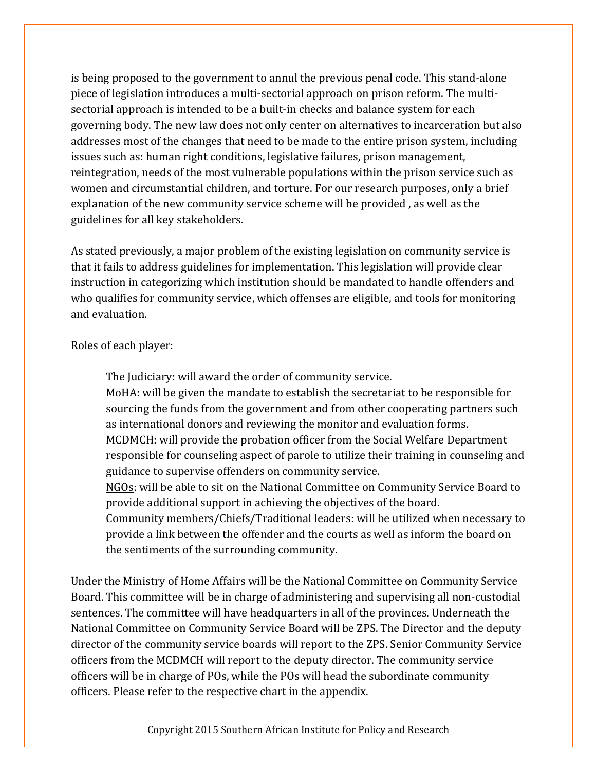is being proposed to the government to annul the previous penal code. This stand-alone piece of legislation introduces a multi-sectorial approach on prison reform. The multi-sectorial approach is intended to be a built-in checks and balance system for each governing body. The new law does not only center on alternatives to incarceration but also addresses most of the changes that need to be made to the entire prison system, including issues such as: human right conditions, legislative failures, prison management, reintegration, needs of the most vulnerable populations within the prison service such as women and circumstantial children, and torture. For our research purposes, only a brief explanation of the new community service scheme will be provided , as well as the guidelines for all key stakeholders.

As stated previously, a major problem of the existing legislation on community service is that it fails to address guidelines for implementation. This legislation will provide clear instruction in categorizing which institution should be mandated to handle offenders and who qualifies for community service, which offenses are eligible, and tools for monitoring and evaluation.

Roles of each player:

> <u>The Judiciary</u>: will award the order of community service.
> <u>MoHA:</u> will be given the mandate to establish the secretariat to be responsible for sourcing the funds from the government and from other cooperating partners such as international donors and reviewing the monitor and evaluation forms.
> <u>MCDMCH</u>: will provide the probation officer from the Social Welfare Department responsible for counseling aspect of parole to utilize their training in counseling and guidance to supervise offenders on community service.
> <u>NGOs</u>: will be able to sit on the National Committee on Community Service Board to provide additional support in achieving the objectives of the board.
> <u>Community members/Chiefs/Traditional leaders</u>: will be utilized when necessary to provide a link between the offender and the courts as well as inform the board on the sentiments of the surrounding community.

Under the Ministry of Home Affairs will be the National Committee on Community Service Board. This committee will be in charge of administering and supervising all non-custodial sentences. The committee will have headquarters in all of the provinces. Underneath the National Committee on Community Service Board will be ZPS. The Director and the deputy director of the community service boards will report to the ZPS. Senior Community Service officers from the MCDMCH will report to the deputy director. The community service officers will be in charge of POs, while the POs will head the subordinate community officers. Please refer to the respective chart in the appendix.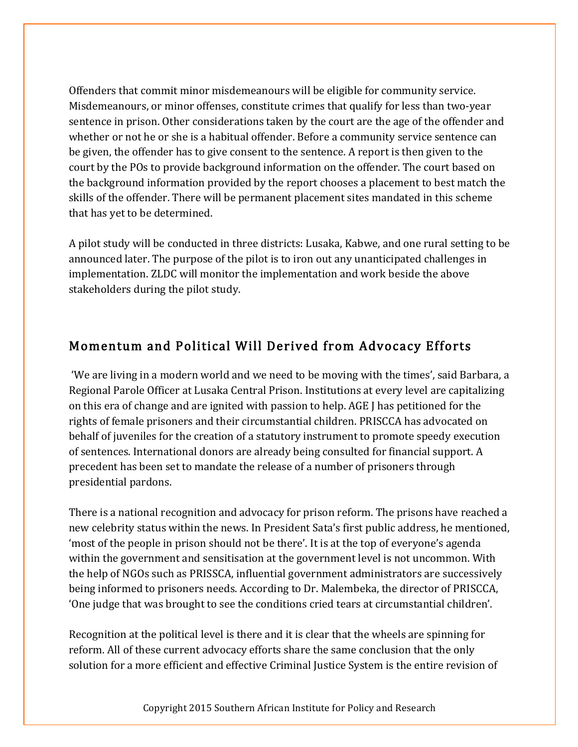Offenders that commit minor misdemeanours will be eligible for community service. Misdemeanours, or minor offenses, constitute crimes that qualify for less than two-year sentence in prison. Other considerations taken by the court are the age of the offender and whether or not he or she is a habitual offender. Before a community service sentence can be given, the offender has to give consent to the sentence. A report is then given to the court by the POs to provide background information on the offender. The court based on the background information provided by the report chooses a placement to best match the skills of the offender. There will be permanent placement sites mandated in this scheme that has yet to be determined.

A pilot study will be conducted in three districts: Lusaka, Kabwe, and one rural setting to be announced later. The purpose of the pilot is to iron out any unanticipated challenges in implementation. ZLDC will monitor the implementation and work beside the above stakeholders during the pilot study.

## Momentum and Political Will Derived from Advocacy Efforts

'We are living in a modern world and we need to be moving with the times', said Barbara, a Regional Parole Officer at Lusaka Central Prison. Institutions at every level are capitalizing on this era of change and are ignited with passion to help. AGE J has petitioned for the rights of female prisoners and their circumstantial children. PRISCCA has advocated on behalf of juveniles for the creation of a statutory instrument to promote speedy execution of sentences. International donors are already being consulted for financial support. A precedent has been set to mandate the release of a number of prisoners through presidential pardons.

There is a national recognition and advocacy for prison reform. The prisons have reached a new celebrity status within the news. In President Sata's first public address, he mentioned, 'most of the people in prison should not be there'. It is at the top of everyone's agenda within the government and sensitisation at the government level is not uncommon. With the help of NGOs such as PRISSCA, influential government administrators are successively being informed to prisoners needs. According to Dr. Malembeka, the director of PRISCCA, 'One judge that was brought to see the conditions cried tears at circumstantial children'.

Recognition at the political level is there and it is clear that the wheels are spinning for reform. All of these current advocacy efforts share the same conclusion that the only solution for a more efficient and effective Criminal Justice System is the entire revision of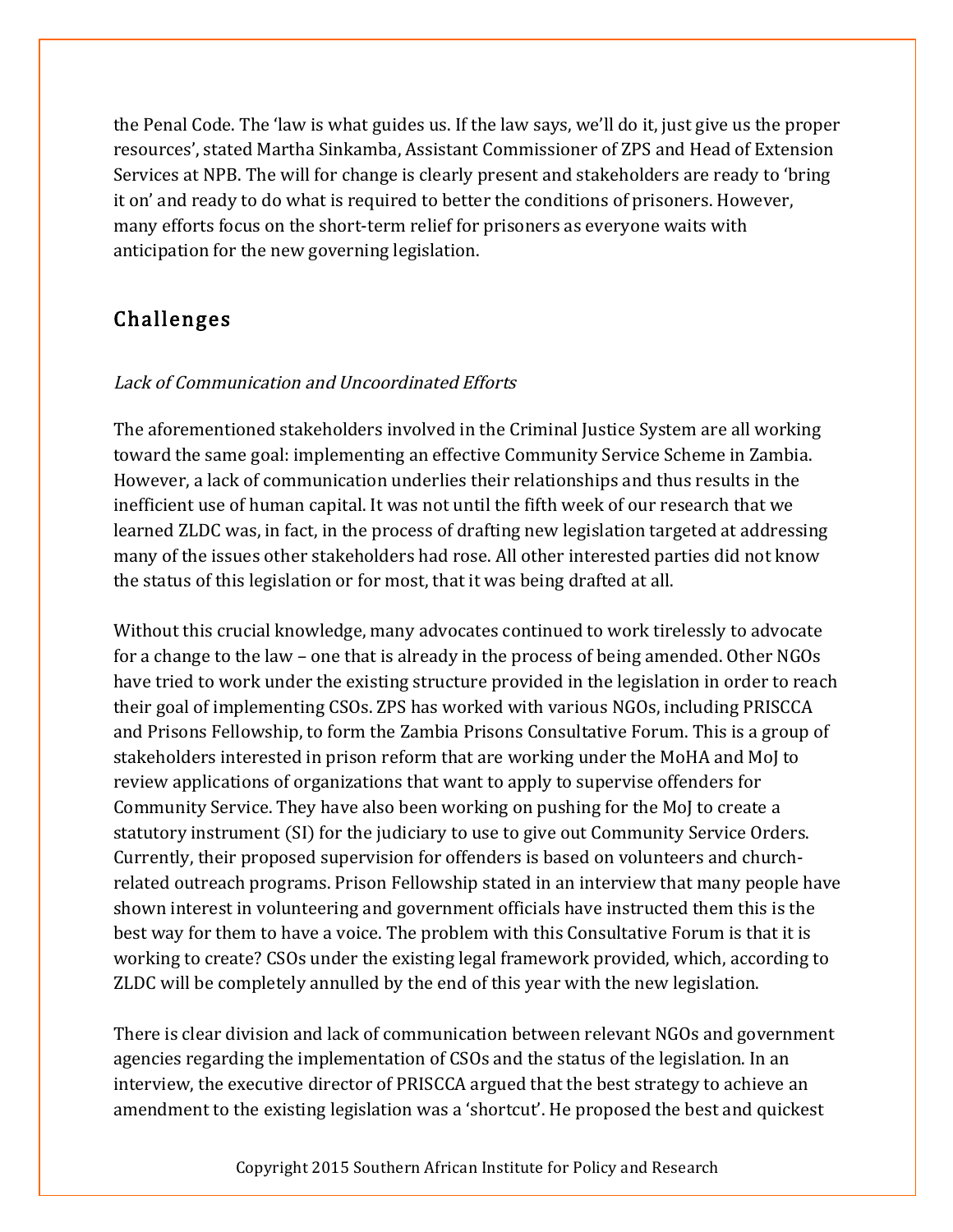the Penal Code. The 'law is what guides us. If the law says, we'll do it, just give us the proper resources', stated Martha Sinkamba, Assistant Commissioner of ZPS and Head of Extension Services at NPB. The will for change is clearly present and stakeholders are ready to 'bring it on' and ready to do what is required to better the conditions of prisoners. However, many efforts focus on the short-term relief for prisoners as everyone waits with anticipation for the new governing legislation.

## Challenges

*Lack of Communication and Uncoordinated Efforts*

The aforementioned stakeholders involved in the Criminal Justice System are all working toward the same goal: implementing an effective Community Service Scheme in Zambia. However, a lack of communication underlies their relationships and thus results in the inefficient use of human capital. It was not until the fifth week of our research that we learned ZLDC was, in fact, in the process of drafting new legislation targeted at addressing many of the issues other stakeholders had rose. All other interested parties did not know the status of this legislation or for most, that it was being drafted at all.

Without this crucial knowledge, many advocates continued to work tirelessly to advocate for a change to the law – one that is already in the process of being amended. Other NGOs have tried to work under the existing structure provided in the legislation in order to reach their goal of implementing CSOs. ZPS has worked with various NGOs, including PRISCCA and Prisons Fellowship, to form the Zambia Prisons Consultative Forum. This is a group of stakeholders interested in prison reform that are working under the MoHA and MoJ to review applications of organizations that want to apply to supervise offenders for Community Service. They have also been working on pushing for the MoJ to create a statutory instrument (SI) for the judiciary to use to give out Community Service Orders. Currently, their proposed supervision for offenders is based on volunteers and church-related outreach programs. Prison Fellowship stated in an interview that many people have shown interest in volunteering and government officials have instructed them this is the best way for them to have a voice. The problem with this Consultative Forum is that it is working to create? CSOs under the existing legal framework provided, which, according to ZLDC will be completely annulled by the end of this year with the new legislation.

There is clear division and lack of communication between relevant NGOs and government agencies regarding the implementation of CSOs and the status of the legislation. In an interview, the executive director of PRISCCA argued that the best strategy to achieve an amendment to the existing legislation was a 'shortcut'. He proposed the best and quickest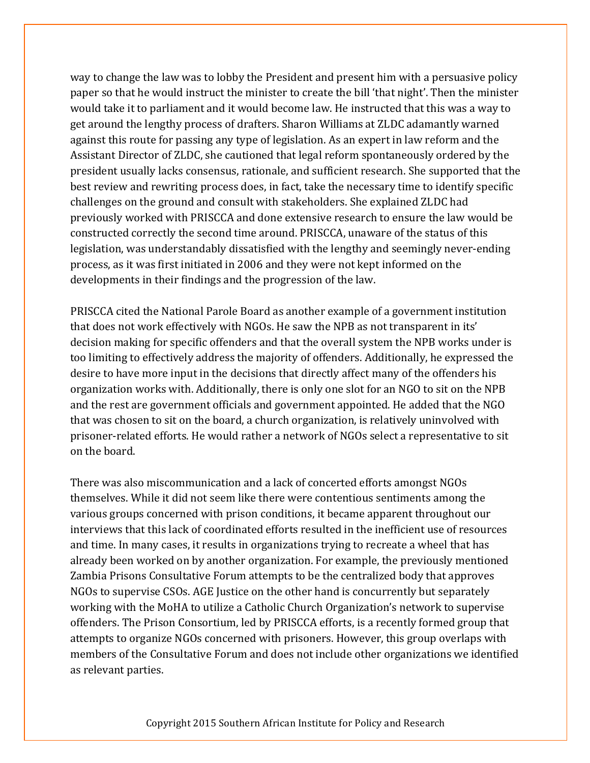way to change the law was to lobby the President and present him with a persuasive policy paper so that he would instruct the minister to create the bill 'that night'. Then the minister would take it to parliament and it would become law. He instructed that this was a way to get around the lengthy process of drafters. Sharon Williams at ZLDC adamantly warned against this route for passing any type of legislation. As an expert in law reform and the Assistant Director of ZLDC, she cautioned that legal reform spontaneously ordered by the president usually lacks consensus, rationale, and sufficient research. She supported that the best review and rewriting process does, in fact, take the necessary time to identify specific challenges on the ground and consult with stakeholders. She explained ZLDC had previously worked with PRISCCA and done extensive research to ensure the law would be constructed correctly the second time around. PRISCCA, unaware of the status of this legislation, was understandably dissatisfied with the lengthy and seemingly never-ending process, as it was first initiated in 2006 and they were not kept informed on the developments in their findings and the progression of the law.

PRISCCA cited the National Parole Board as another example of a government institution that does not work effectively with NGOs. He saw the NPB as not transparent in its' decision making for specific offenders and that the overall system the NPB works under is too limiting to effectively address the majority of offenders. Additionally, he expressed the desire to have more input in the decisions that directly affect many of the offenders his organization works with. Additionally, there is only one slot for an NGO to sit on the NPB and the rest are government officials and government appointed. He added that the NGO that was chosen to sit on the board, a church organization, is relatively uninvolved with prisoner-related efforts. He would rather a network of NGOs select a representative to sit on the board.

There was also miscommunication and a lack of concerted efforts amongst NGOs themselves. While it did not seem like there were contentious sentiments among the various groups concerned with prison conditions, it became apparent throughout our interviews that this lack of coordinated efforts resulted in the inefficient use of resources and time. In many cases, it results in organizations trying to recreate a wheel that has already been worked on by another organization. For example, the previously mentioned Zambia Prisons Consultative Forum attempts to be the centralized body that approves NGOs to supervise CSOs. AGE Justice on the other hand is concurrently but separately working with the MoHA to utilize a Catholic Church Organization's network to supervise offenders. The Prison Consortium, led by PRISCCA efforts, is a recently formed group that attempts to organize NGOs concerned with prisoners. However, this group overlaps with members of the Consultative Forum and does not include other organizations we identified as relevant parties.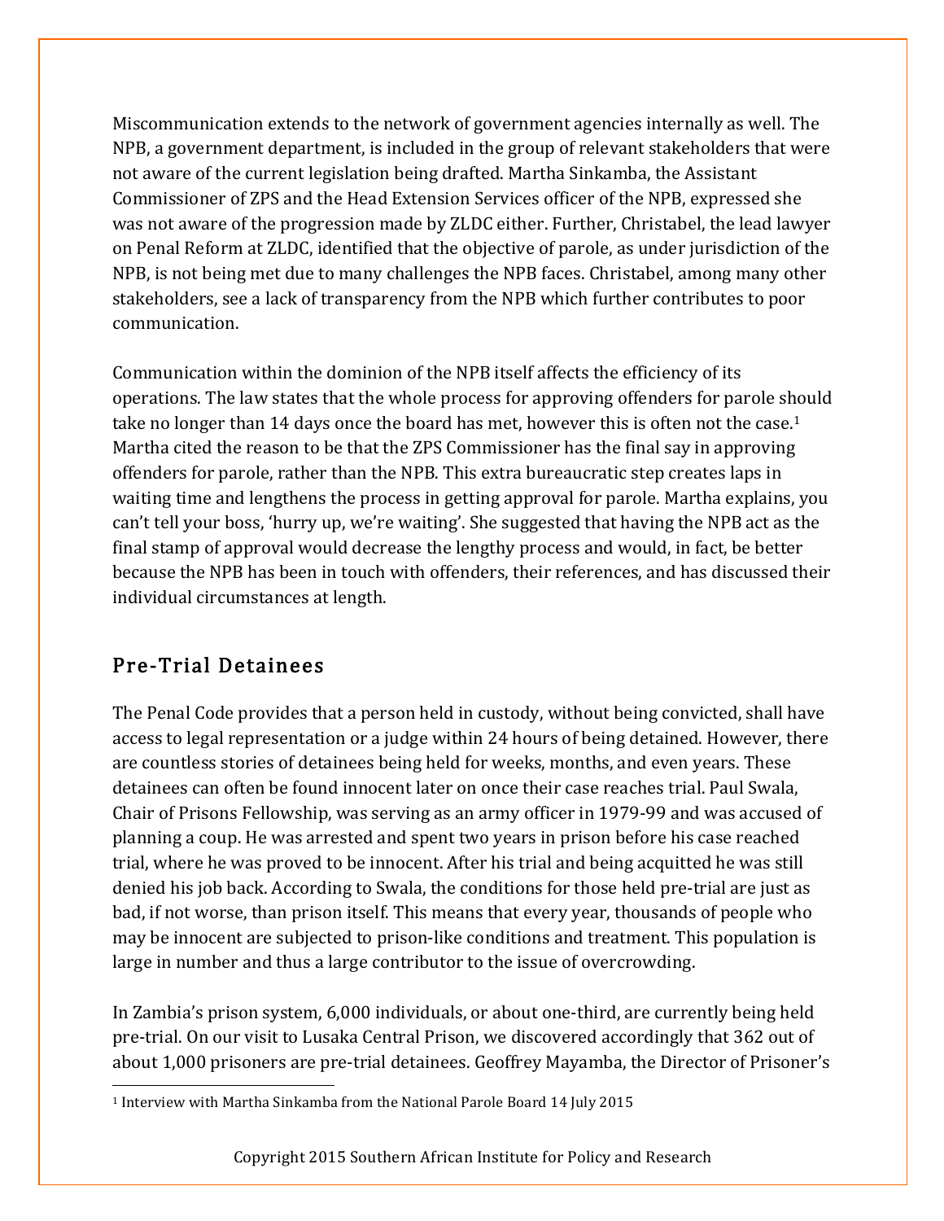Miscommunication extends to the network of government agencies internally as well. The NPB, a government department, is included in the group of relevant stakeholders that were not aware of the current legislation being drafted. Martha Sinkamba, the Assistant Commissioner of ZPS and the Head Extension Services officer of the NPB, expressed she was not aware of the progression made by ZLDC either. Further, Christabel, the lead lawyer on Penal Reform at ZLDC, identified that the objective of parole, as under jurisdiction of the NPB, is not being met due to many challenges the NPB faces. Christabel, among many other stakeholders, see a lack of transparency from the NPB which further contributes to poor communication.

Communication within the dominion of the NPB itself affects the efficiency of its operations. The law states that the whole process for approving offenders for parole should take no longer than 14 days once the board has met, however this is often not the case.[1] Martha cited the reason to be that the ZPS Commissioner has the final say in approving offenders for parole, rather than the NPB. This extra bureaucratic step creates laps in waiting time and lengthens the process in getting approval for parole. Martha explains, you can't tell your boss, 'hurry up, we're waiting'. She suggested that having the NPB act as the final stamp of approval would decrease the lengthy process and would, in fact, be better because the NPB has been in touch with offenders, their references, and has discussed their individual circumstances at length.

## Pre-Trial Detainees

The Penal Code provides that a person held in custody, without being convicted, shall have access to legal representation or a judge within 24 hours of being detained. However, there are countless stories of detainees being held for weeks, months, and even years. These detainees can often be found innocent later on once their case reaches trial. Paul Swala, Chair of Prisons Fellowship, was serving as an army officer in 1979-99 and was accused of planning a coup. He was arrested and spent two years in prison before his case reached trial, where he was proved to be innocent. After his trial and being acquitted he was still denied his job back. According to Swala, the conditions for those held pre-trial are just as bad, if not worse, than prison itself. This means that every year, thousands of people who may be innocent are subjected to prison-like conditions and treatment. This population is large in number and thus a large contributor to the issue of overcrowding.

In Zambia's prison system, 6,000 individuals, or about one-third, are currently being held pre-trial. On our visit to Lusaka Central Prison, we discovered accordingly that 362 out of about 1,000 prisoners are pre-trial detainees. Geoffrey Mayamba, the Director of Prisoner's

---

[1] Interview with Martha Sinkamba from the National Parole Board 14 July 2015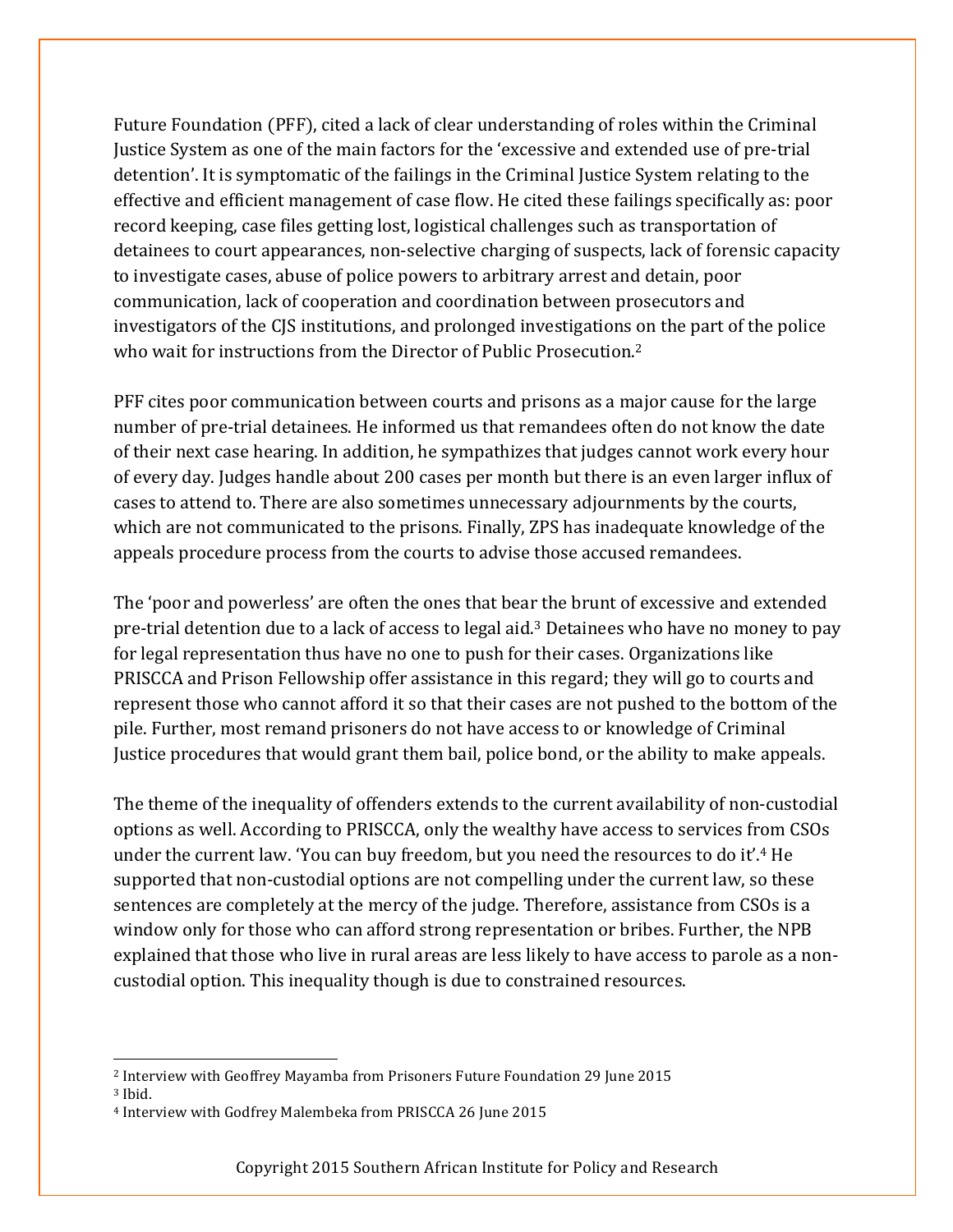Future Foundation (PFF), cited a lack of clear understanding of roles within the Criminal Justice System as one of the main factors for the 'excessive and extended use of pre-trial detention'. It is symptomatic of the failings in the Criminal Justice System relating to the effective and efficient management of case flow. He cited these failings specifically as: poor record keeping, case files getting lost, logistical challenges such as transportation of detainees to court appearances, non-selective charging of suspects, lack of forensic capacity to investigate cases, abuse of police powers to arbitrary arrest and detain, poor communication, lack of cooperation and coordination between prosecutors and investigators of the CJS institutions, and prolonged investigations on the part of the police who wait for instructions from the Director of Public Prosecution.[2]

PFF cites poor communication between courts and prisons as a major cause for the large number of pre-trial detainees. He informed us that remandees often do not know the date of their next case hearing. In addition, he sympathizes that judges cannot work every hour of every day. Judges handle about 200 cases per month but there is an even larger influx of cases to attend to. There are also sometimes unnecessary adjournments by the courts, which are not communicated to the prisons. Finally, ZPS has inadequate knowledge of the appeals procedure process from the courts to advise those accused remandees.

The 'poor and powerless' are often the ones that bear the brunt of excessive and extended pre-trial detention due to a lack of access to legal aid.[3] Detainees who have no money to pay for legal representation thus have no one to push for their cases. Organizations like PRISCCA and Prison Fellowship offer assistance in this regard; they will go to courts and represent those who cannot afford it so that their cases are not pushed to the bottom of the pile. Further, most remand prisoners do not have access to or knowledge of Criminal Justice procedures that would grant them bail, police bond, or the ability to make appeals.

The theme of the inequality of offenders extends to the current availability of non-custodial options as well. According to PRISCCA, only the wealthy have access to services from CSOs under the current law. 'You can buy freedom, but you need the resources to do it'.[4] He supported that non-custodial options are not compelling under the current law, so these sentences are completely at the mercy of the judge. Therefore, assistance from CSOs is a window only for those who can afford strong representation or bribes. Further, the NPB explained that those who live in rural areas are less likely to have access to parole as a non-custodial option. This inequality though is due to constrained resources.

---

[2] Interview with Geoffrey Mayamba from Prisoners Future Foundation 29 June 2015

[3] Ibid.

[4] Interview with Godfrey Malembeka from PRISCCA 26 June 2015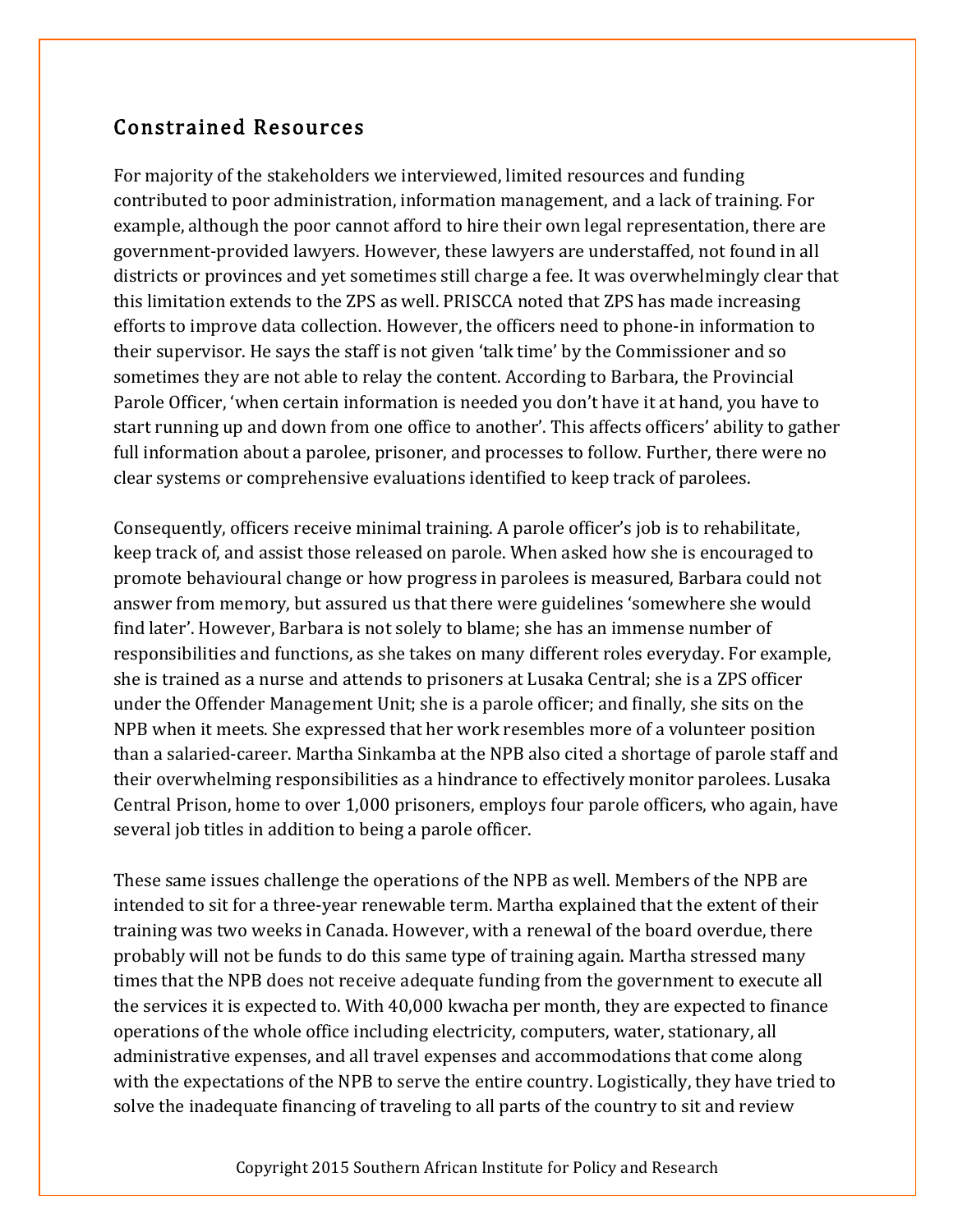## Constrained Resources

For majority of the stakeholders we interviewed, limited resources and funding contributed to poor administration, information management, and a lack of training. For example, although the poor cannot afford to hire their own legal representation, there are government-provided lawyers. However, these lawyers are understaffed, not found in all districts or provinces and yet sometimes still charge a fee. It was overwhelmingly clear that this limitation extends to the ZPS as well. PRISCCA noted that ZPS has made increasing efforts to improve data collection. However, the officers need to phone-in information to their supervisor. He says the staff is not given 'talk time' by the Commissioner and so sometimes they are not able to relay the content. According to Barbara, the Provincial Parole Officer, 'when certain information is needed you don't have it at hand, you have to start running up and down from one office to another'. This affects officers' ability to gather full information about a parolee, prisoner, and processes to follow. Further, there were no clear systems or comprehensive evaluations identified to keep track of parolees.

Consequently, officers receive minimal training. A parole officer's job is to rehabilitate, keep track of, and assist those released on parole. When asked how she is encouraged to promote behavioural change or how progress in parolees is measured, Barbara could not answer from memory, but assured us that there were guidelines 'somewhere she would find later'. However, Barbara is not solely to blame; she has an immense number of responsibilities and functions, as she takes on many different roles everyday. For example, she is trained as a nurse and attends to prisoners at Lusaka Central; she is a ZPS officer under the Offender Management Unit; she is a parole officer; and finally, she sits on the NPB when it meets. She expressed that her work resembles more of a volunteer position than a salaried-career. Martha Sinkamba at the NPB also cited a shortage of parole staff and their overwhelming responsibilities as a hindrance to effectively monitor parolees. Lusaka Central Prison, home to over 1,000 prisoners, employs four parole officers, who again, have several job titles in addition to being a parole officer.

These same issues challenge the operations of the NPB as well. Members of the NPB are intended to sit for a three-year renewable term. Martha explained that the extent of their training was two weeks in Canada. However, with a renewal of the board overdue, there probably will not be funds to do this same type of training again. Martha stressed many times that the NPB does not receive adequate funding from the government to execute all the services it is expected to. With 40,000 kwacha per month, they are expected to finance operations of the whole office including electricity, computers, water, stationary, all administrative expenses, and all travel expenses and accommodations that come along with the expectations of the NPB to serve the entire country. Logistically, they have tried to solve the inadequate financing of traveling to all parts of the country to sit and review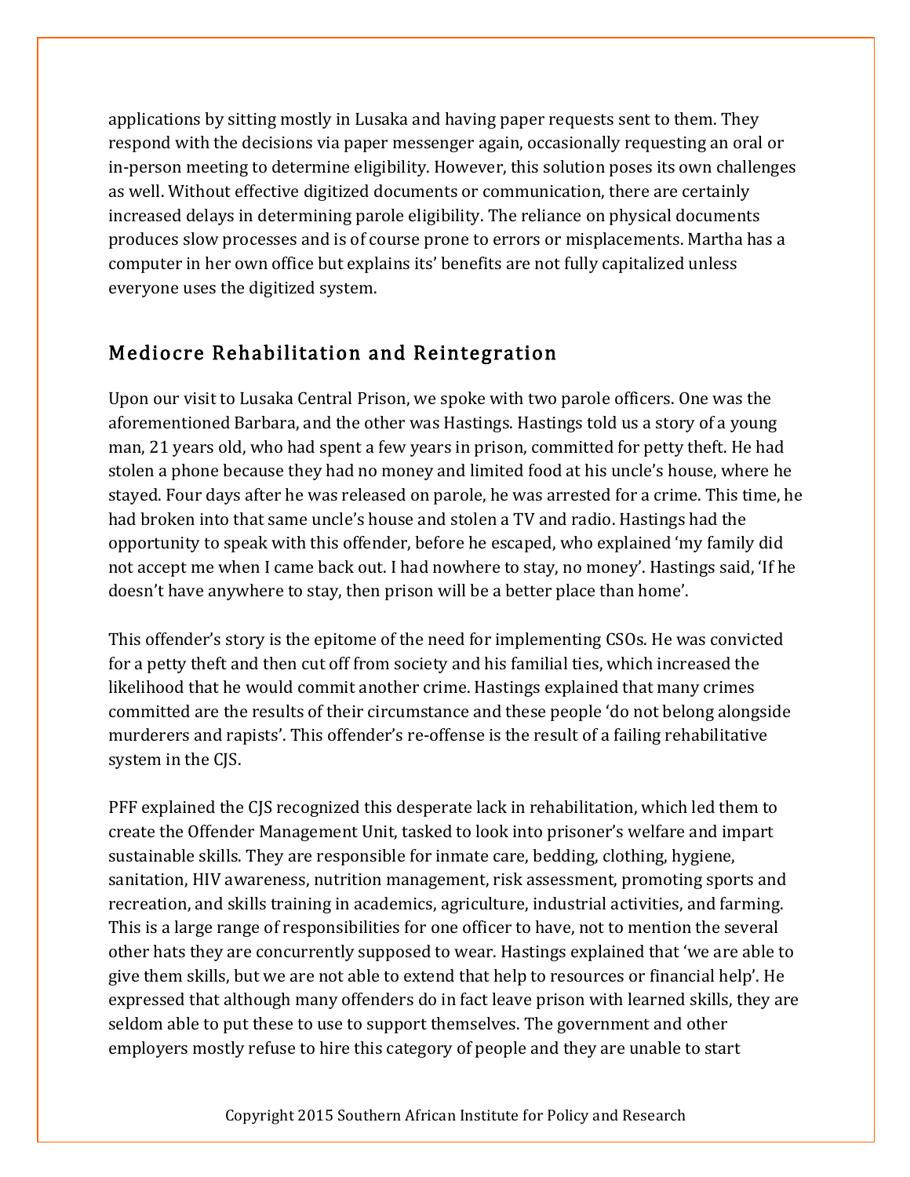applications by sitting mostly in Lusaka and having paper requests sent to them. They respond with the decisions via paper messenger again, occasionally requesting an oral or in-person meeting to determine eligibility. However, this solution poses its own challenges as well. Without effective digitized documents or communication, there are certainly increased delays in determining parole eligibility. The reliance on physical documents produces slow processes and is of course prone to errors or misplacements. Martha has a computer in her own office but explains its' benefits are not fully capitalized unless everyone uses the digitized system.

## Mediocre Rehabilitation and Reintegration

Upon our visit to Lusaka Central Prison, we spoke with two parole officers. One was the aforementioned Barbara, and the other was Hastings. Hastings told us a story of a young man, 21 years old, who had spent a few years in prison, committed for petty theft. He had stolen a phone because they had no money and limited food at his uncle's house, where he stayed. Four days after he was released on parole, he was arrested for a crime. This time, he had broken into that same uncle's house and stolen a TV and radio. Hastings had the opportunity to speak with this offender, before he escaped, who explained 'my family did not accept me when I came back out. I had nowhere to stay, no money'. Hastings said, 'If he doesn't have anywhere to stay, then prison will be a better place than home'.

This offender's story is the epitome of the need for implementing CSOs. He was convicted for a petty theft and then cut off from society and his familial ties, which increased the likelihood that he would commit another crime. Hastings explained that many crimes committed are the results of their circumstance and these people 'do not belong alongside murderers and rapists'. This offender's re-offense is the result of a failing rehabilitative system in the CJS.

PFF explained the CJS recognized this desperate lack in rehabilitation, which led them to create the Offender Management Unit, tasked to look into prisoner's welfare and impart sustainable skills. They are responsible for inmate care, bedding, clothing, hygiene, sanitation, HIV awareness, nutrition management, risk assessment, promoting sports and recreation, and skills training in academics, agriculture, industrial activities, and farming. This is a large range of responsibilities for one officer to have, not to mention the several other hats they are concurrently supposed to wear. Hastings explained that 'we are able to give them skills, but we are not able to extend that help to resources or financial help'. He expressed that although many offenders do in fact leave prison with learned skills, they are seldom able to put these to use to support themselves. The government and other employers mostly refuse to hire this category of people and they are unable to start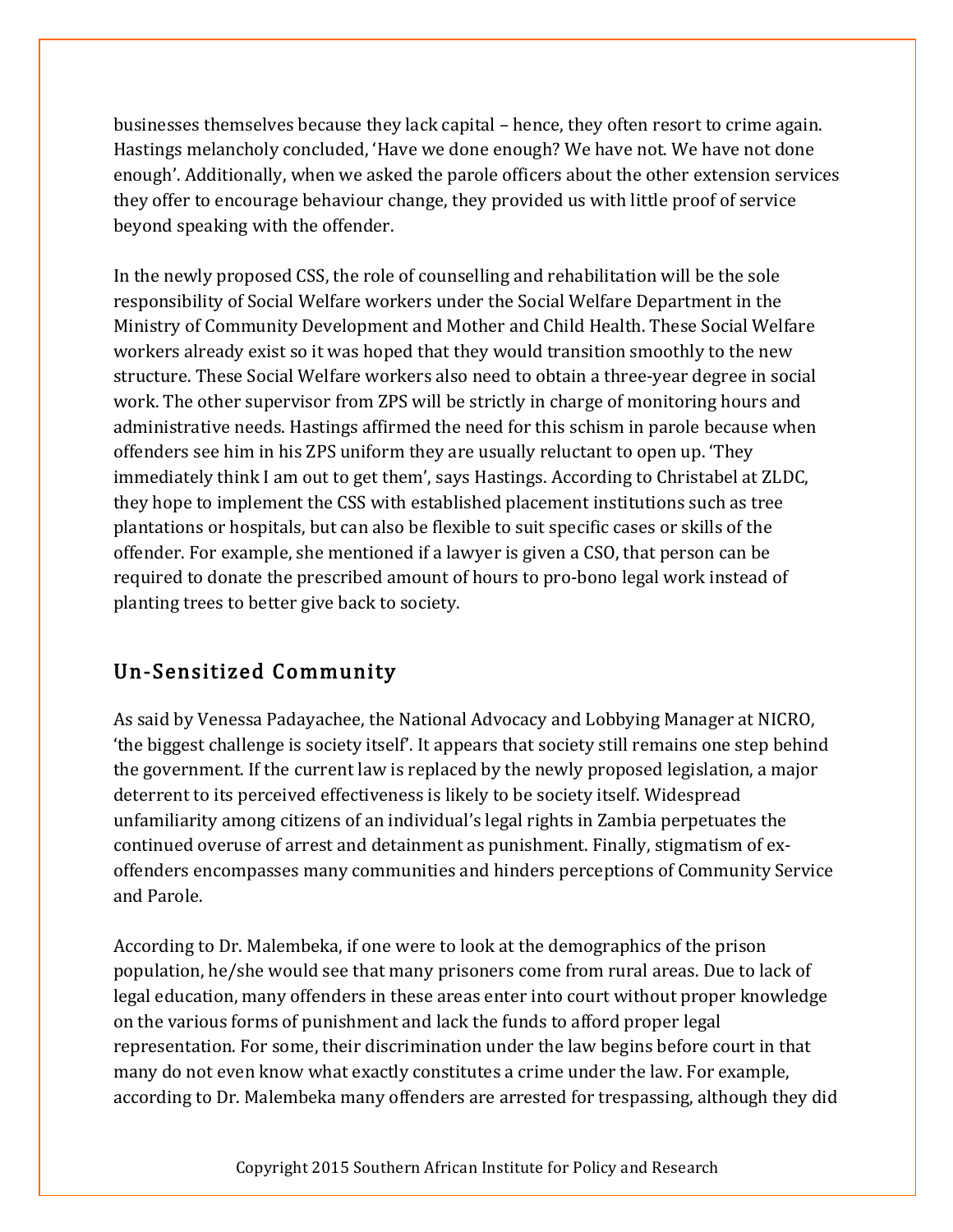businesses themselves because they lack capital – hence, they often resort to crime again. Hastings melancholy concluded, 'Have we done enough? We have not. We have not done enough'. Additionally, when we asked the parole officers about the other extension services they offer to encourage behaviour change, they provided us with little proof of service beyond speaking with the offender.

In the newly proposed CSS, the role of counselling and rehabilitation will be the sole responsibility of Social Welfare workers under the Social Welfare Department in the Ministry of Community Development and Mother and Child Health. These Social Welfare workers already exist so it was hoped that they would transition smoothly to the new structure. These Social Welfare workers also need to obtain a three-year degree in social work. The other supervisor from ZPS will be strictly in charge of monitoring hours and administrative needs. Hastings affirmed the need for this schism in parole because when offenders see him in his ZPS uniform they are usually reluctant to open up. 'They immediately think I am out to get them', says Hastings. According to Christabel at ZLDC, they hope to implement the CSS with established placement institutions such as tree plantations or hospitals, but can also be flexible to suit specific cases or skills of the offender. For example, she mentioned if a lawyer is given a CSO, that person can be required to donate the prescribed amount of hours to pro-bono legal work instead of planting trees to better give back to society.

## Un-Sensitized Community

As said by Venessa Padayachee, the National Advocacy and Lobbying Manager at NICRO, 'the biggest challenge is society itself'. It appears that society still remains one step behind the government. If the current law is replaced by the newly proposed legislation, a major deterrent to its perceived effectiveness is likely to be society itself. Widespread unfamiliarity among citizens of an individual's legal rights in Zambia perpetuates the continued overuse of arrest and detainment as punishment. Finally, stigmatism of ex-offenders encompasses many communities and hinders perceptions of Community Service and Parole.

According to Dr. Malembeka, if one were to look at the demographics of the prison population, he/she would see that many prisoners come from rural areas. Due to lack of legal education, many offenders in these areas enter into court without proper knowledge on the various forms of punishment and lack the funds to afford proper legal representation. For some, their discrimination under the law begins before court in that many do not even know what exactly constitutes a crime under the law. For example, according to Dr. Malembeka many offenders are arrested for trespassing, although they did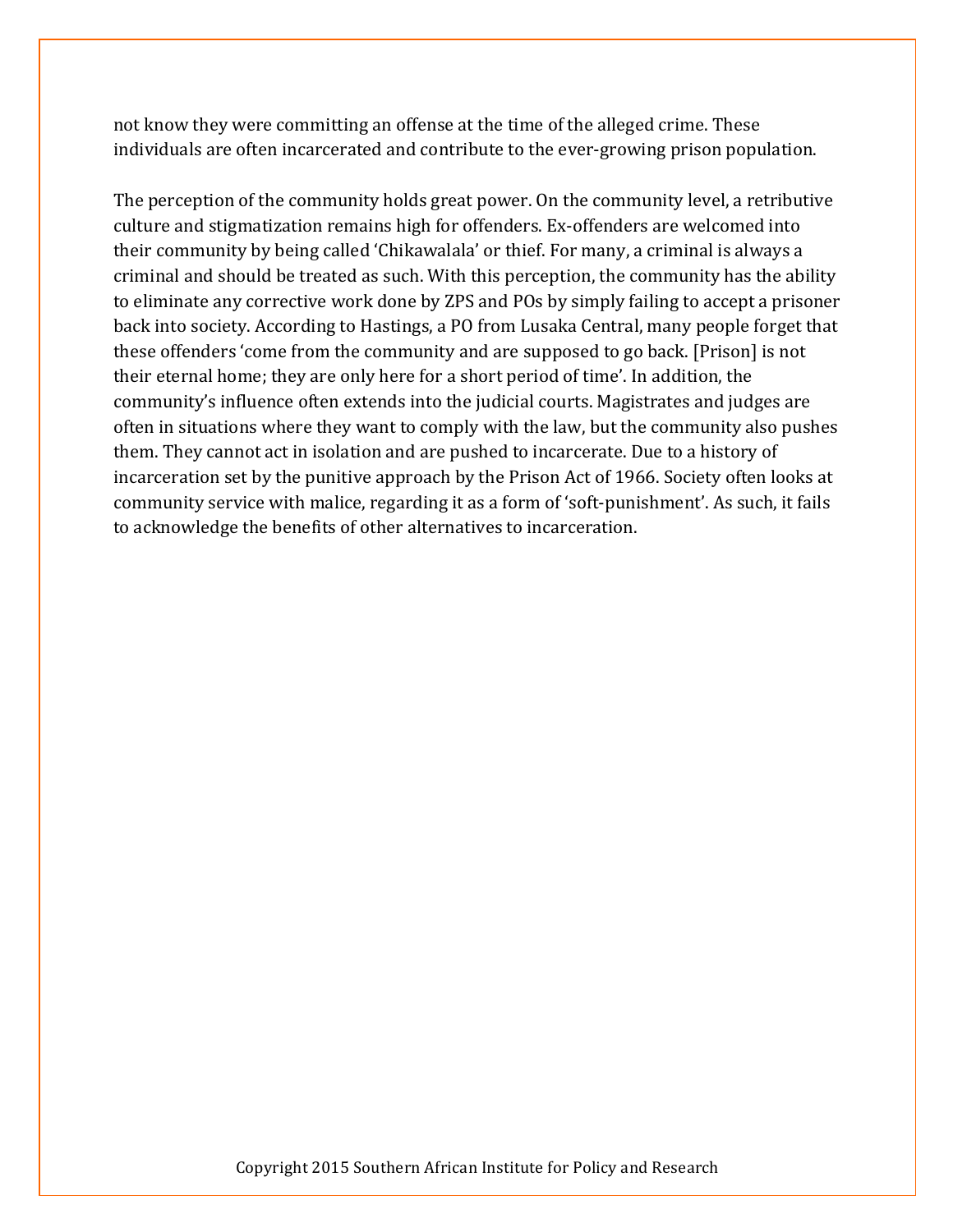not know they were committing an offense at the time of the alleged crime. These individuals are often incarcerated and contribute to the ever-growing prison population.

The perception of the community holds great power. On the community level, a retributive culture and stigmatization remains high for offenders. Ex-offenders are welcomed into their community by being called 'Chikawalala' or thief. For many, a criminal is always a criminal and should be treated as such. With this perception, the community has the ability to eliminate any corrective work done by ZPS and POs by simply failing to accept a prisoner back into society. According to Hastings, a PO from Lusaka Central, many people forget that these offenders 'come from the community and are supposed to go back. [Prison] is not their eternal home; they are only here for a short period of time'. In addition, the community's influence often extends into the judicial courts. Magistrates and judges are often in situations where they want to comply with the law, but the community also pushes them. They cannot act in isolation and are pushed to incarcerate. Due to a history of incarceration set by the punitive approach by the Prison Act of 1966. Society often looks at community service with malice, regarding it as a form of 'soft-punishment'. As such, it fails to acknowledge the benefits of other alternatives to incarceration.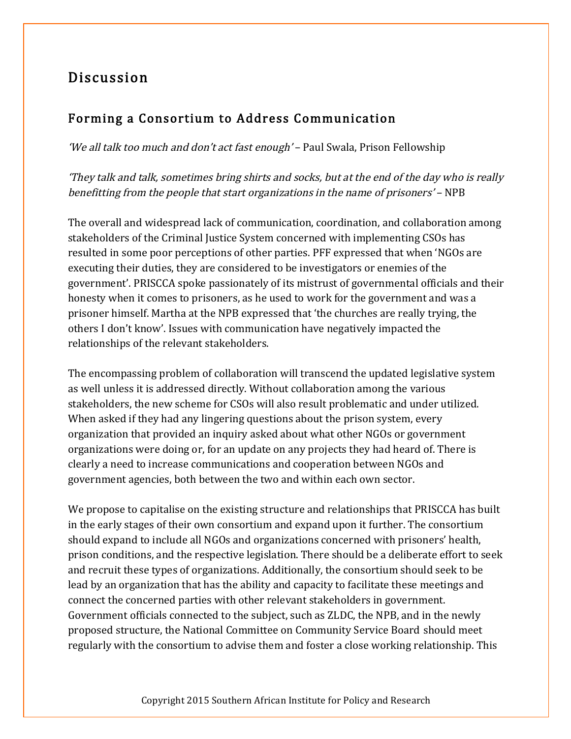# Discussion

## Forming a Consortium to Address Communication

*'We all talk too much and don't act fast enough'* – Paul Swala, Prison Fellowship

*'They talk and talk, sometimes bring shirts and socks, but at the end of the day who is really benefitting from the people that start organizations in the name of prisoners'* – NPB

The overall and widespread lack of communication, coordination, and collaboration among stakeholders of the Criminal Justice System concerned with implementing CSOs has resulted in some poor perceptions of other parties. PFF expressed that when 'NGOs are executing their duties, they are considered to be investigators or enemies of the government'. PRISCCA spoke passionately of its mistrust of governmental officials and their honesty when it comes to prisoners, as he used to work for the government and was a prisoner himself. Martha at the NPB expressed that 'the churches are really trying, the others I don't know'. Issues with communication have negatively impacted the relationships of the relevant stakeholders.

The encompassing problem of collaboration will transcend the updated legislative system as well unless it is addressed directly. Without collaboration among the various stakeholders, the new scheme for CSOs will also result problematic and under utilized. When asked if they had any lingering questions about the prison system, every organization that provided an inquiry asked about what other NGOs or government organizations were doing or, for an update on any projects they had heard of. There is clearly a need to increase communications and cooperation between NGOs and government agencies, both between the two and within each own sector.

We propose to capitalise on the existing structure and relationships that PRISCCA has built in the early stages of their own consortium and expand upon it further. The consortium should expand to include all NGOs and organizations concerned with prisoners' health, prison conditions, and the respective legislation. There should be a deliberate effort to seek and recruit these types of organizations. Additionally, the consortium should seek to be lead by an organization that has the ability and capacity to facilitate these meetings and connect the concerned parties with other relevant stakeholders in government. Government officials connected to the subject, such as ZLDC, the NPB, and in the newly proposed structure, the National Committee on Community Service Board should meet regularly with the consortium to advise them and foster a close working relationship. This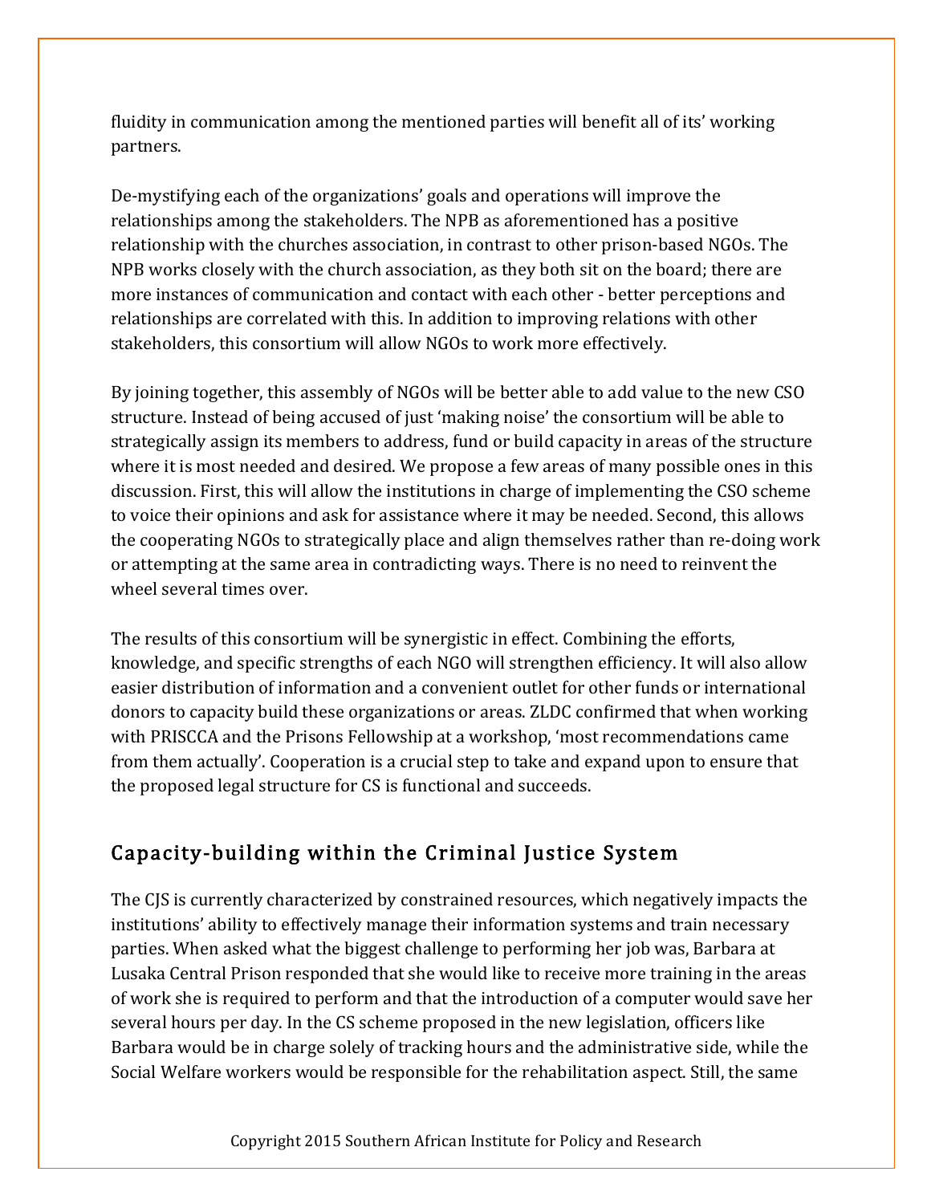fluidity in communication among the mentioned parties will benefit all of its' working partners.

De-mystifying each of the organizations' goals and operations will improve the relationships among the stakeholders. The NPB as aforementioned has a positive relationship with the churches association, in contrast to other prison-based NGOs. The NPB works closely with the church association, as they both sit on the board; there are more instances of communication and contact with each other - better perceptions and relationships are correlated with this. In addition to improving relations with other stakeholders, this consortium will allow NGOs to work more effectively.

By joining together, this assembly of NGOs will be better able to add value to the new CSO structure. Instead of being accused of just 'making noise' the consortium will be able to strategically assign its members to address, fund or build capacity in areas of the structure where it is most needed and desired. We propose a few areas of many possible ones in this discussion. First, this will allow the institutions in charge of implementing the CSO scheme to voice their opinions and ask for assistance where it may be needed. Second, this allows the cooperating NGOs to strategically place and align themselves rather than re-doing work or attempting at the same area in contradicting ways. There is no need to reinvent the wheel several times over.

The results of this consortium will be synergistic in effect. Combining the efforts, knowledge, and specific strengths of each NGO will strengthen efficiency. It will also allow easier distribution of information and a convenient outlet for other funds or international donors to capacity build these organizations or areas. ZLDC confirmed that when working with PRISCCA and the Prisons Fellowship at a workshop, 'most recommendations came from them actually'. Cooperation is a crucial step to take and expand upon to ensure that the proposed legal structure for CS is functional and succeeds.

## Capacity-building within the Criminal Justice System

The CJS is currently characterized by constrained resources, which negatively impacts the institutions' ability to effectively manage their information systems and train necessary parties. When asked what the biggest challenge to performing her job was, Barbara at Lusaka Central Prison responded that she would like to receive more training in the areas of work she is required to perform and that the introduction of a computer would save her several hours per day. In the CS scheme proposed in the new legislation, officers like Barbara would be in charge solely of tracking hours and the administrative side, while the Social Welfare workers would be responsible for the rehabilitation aspect. Still, the same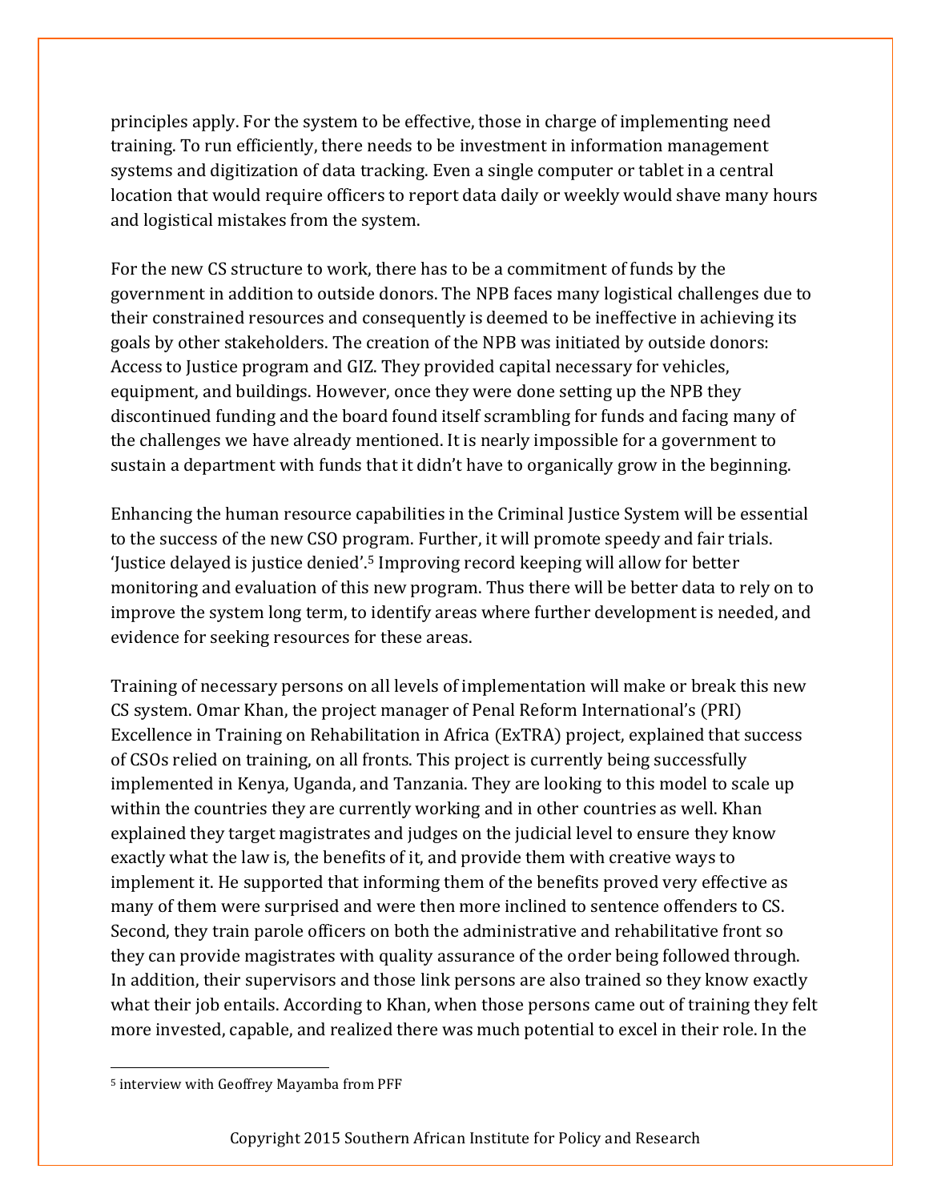principles apply. For the system to be effective, those in charge of implementing need training. To run efficiently, there needs to be investment in information management systems and digitization of data tracking. Even a single computer or tablet in a central location that would require officers to report data daily or weekly would shave many hours and logistical mistakes from the system.

For the new CS structure to work, there has to be a commitment of funds by the government in addition to outside donors. The NPB faces many logistical challenges due to their constrained resources and consequently is deemed to be ineffective in achieving its goals by other stakeholders. The creation of the NPB was initiated by outside donors: Access to Justice program and GIZ. They provided capital necessary for vehicles, equipment, and buildings. However, once they were done setting up the NPB they discontinued funding and the board found itself scrambling for funds and facing many of the challenges we have already mentioned. It is nearly impossible for a government to sustain a department with funds that it didn't have to organically grow in the beginning.

Enhancing the human resource capabilities in the Criminal Justice System will be essential to the success of the new CSO program. Further, it will promote speedy and fair trials. 'Justice delayed is justice denied'.[5] Improving record keeping will allow for better monitoring and evaluation of this new program. Thus there will be better data to rely on to improve the system long term, to identify areas where further development is needed, and evidence for seeking resources for these areas.

Training of necessary persons on all levels of implementation will make or break this new CS system. Omar Khan, the project manager of Penal Reform International's (PRI) Excellence in Training on Rehabilitation in Africa (ExTRA) project, explained that success of CSOs relied on training, on all fronts. This project is currently being successfully implemented in Kenya, Uganda, and Tanzania. They are looking to this model to scale up within the countries they are currently working and in other countries as well. Khan explained they target magistrates and judges on the judicial level to ensure they know exactly what the law is, the benefits of it, and provide them with creative ways to implement it. He supported that informing them of the benefits proved very effective as many of them were surprised and were then more inclined to sentence offenders to CS. Second, they train parole officers on both the administrative and rehabilitative front so they can provide magistrates with quality assurance of the order being followed through. In addition, their supervisors and those link persons are also trained so they know exactly what their job entails. According to Khan, when those persons came out of training they felt more invested, capable, and realized there was much potential to excel in their role. In the

[5] interview with Geoffrey Mayamba from PFF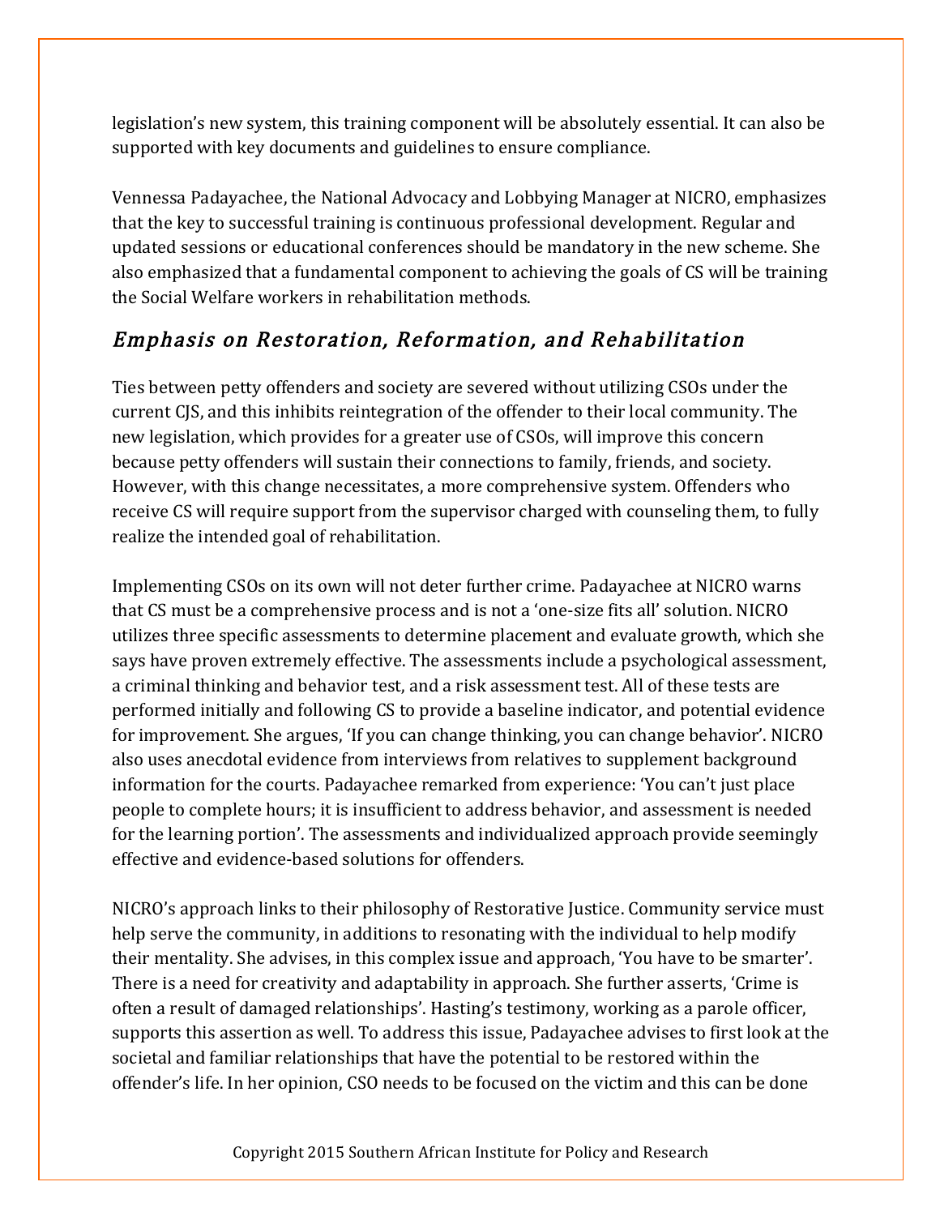legislation's new system, this training component will be absolutely essential. It can also be supported with key documents and guidelines to ensure compliance.

Vennessa Padayachee, the National Advocacy and Lobbying Manager at NICRO, emphasizes that the key to successful training is continuous professional development. Regular and updated sessions or educational conferences should be mandatory in the new scheme. She also emphasized that a fundamental component to achieving the goals of CS will be training the Social Welfare workers in rehabilitation methods.

## *Emphasis on Restoration, Reformation, and Rehabilitation*

Ties between petty offenders and society are severed without utilizing CSOs under the current CJS, and this inhibits reintegration of the offender to their local community. The new legislation, which provides for a greater use of CSOs, will improve this concern because petty offenders will sustain their connections to family, friends, and society. However, with this change necessitates, a more comprehensive system. Offenders who receive CS will require support from the supervisor charged with counseling them, to fully realize the intended goal of rehabilitation.

Implementing CSOs on its own will not deter further crime. Padayachee at NICRO warns that CS must be a comprehensive process and is not a 'one-size fits all' solution. NICRO utilizes three specific assessments to determine placement and evaluate growth, which she says have proven extremely effective. The assessments include a psychological assessment, a criminal thinking and behavior test, and a risk assessment test. All of these tests are performed initially and following CS to provide a baseline indicator, and potential evidence for improvement. She argues, 'If you can change thinking, you can change behavior'. NICRO also uses anecdotal evidence from interviews from relatives to supplement background information for the courts. Padayachee remarked from experience: 'You can't just place people to complete hours; it is insufficient to address behavior, and assessment is needed for the learning portion'. The assessments and individualized approach provide seemingly effective and evidence-based solutions for offenders.

NICRO's approach links to their philosophy of Restorative Justice. Community service must help serve the community, in additions to resonating with the individual to help modify their mentality. She advises, in this complex issue and approach, 'You have to be smarter'. There is a need for creativity and adaptability in approach. She further asserts, 'Crime is often a result of damaged relationships'. Hasting's testimony, working as a parole officer, supports this assertion as well. To address this issue, Padayachee advises to first look at the societal and familiar relationships that have the potential to be restored within the offender's life. In her opinion, CSO needs to be focused on the victim and this can be done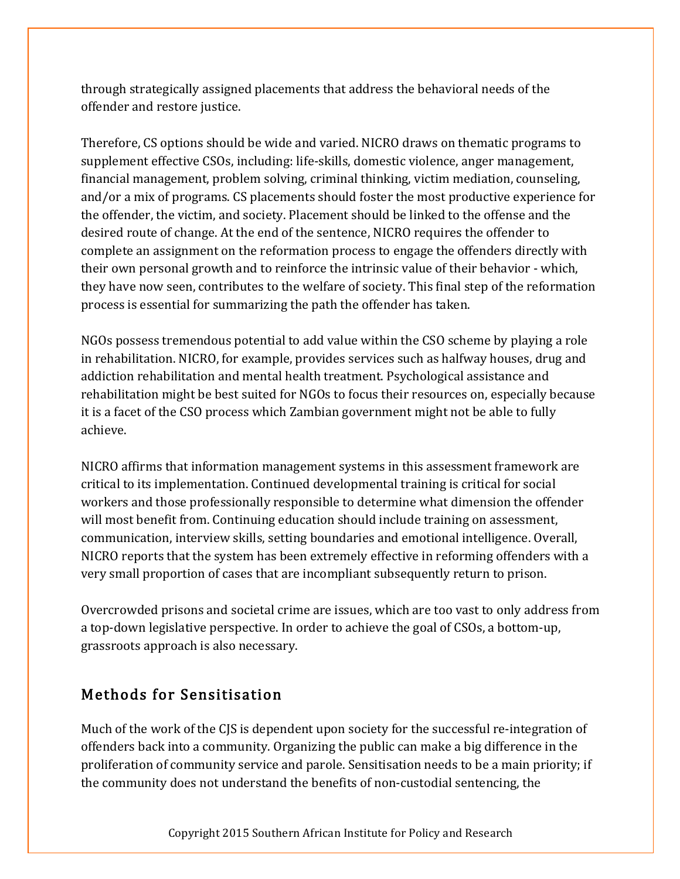through strategically assigned placements that address the behavioral needs of the offender and restore justice.

Therefore, CS options should be wide and varied. NICRO draws on thematic programs to supplement effective CSOs, including: life-skills, domestic violence, anger management, financial management, problem solving, criminal thinking, victim mediation, counseling, and/or a mix of programs. CS placements should foster the most productive experience for the offender, the victim, and society. Placement should be linked to the offense and the desired route of change. At the end of the sentence, NICRO requires the offender to complete an assignment on the reformation process to engage the offenders directly with their own personal growth and to reinforce the intrinsic value of their behavior - which, they have now seen, contributes to the welfare of society. This final step of the reformation process is essential for summarizing the path the offender has taken.

NGOs possess tremendous potential to add value within the CSO scheme by playing a role in rehabilitation. NICRO, for example, provides services such as halfway houses, drug and addiction rehabilitation and mental health treatment. Psychological assistance and rehabilitation might be best suited for NGOs to focus their resources on, especially because it is a facet of the CSO process which Zambian government might not be able to fully achieve.

NICRO affirms that information management systems in this assessment framework are critical to its implementation. Continued developmental training is critical for social workers and those professionally responsible to determine what dimension the offender will most benefit from. Continuing education should include training on assessment, communication, interview skills, setting boundaries and emotional intelligence. Overall, NICRO reports that the system has been extremely effective in reforming offenders with a very small proportion of cases that are incompliant subsequently return to prison.

Overcrowded prisons and societal crime are issues, which are too vast to only address from a top-down legislative perspective. In order to achieve the goal of CSOs, a bottom-up, grassroots approach is also necessary.

## Methods for Sensitisation

Much of the work of the CJS is dependent upon society for the successful re-integration of offenders back into a community. Organizing the public can make a big difference in the proliferation of community service and parole. Sensitisation needs to be a main priority; if the community does not understand the benefits of non-custodial sentencing, the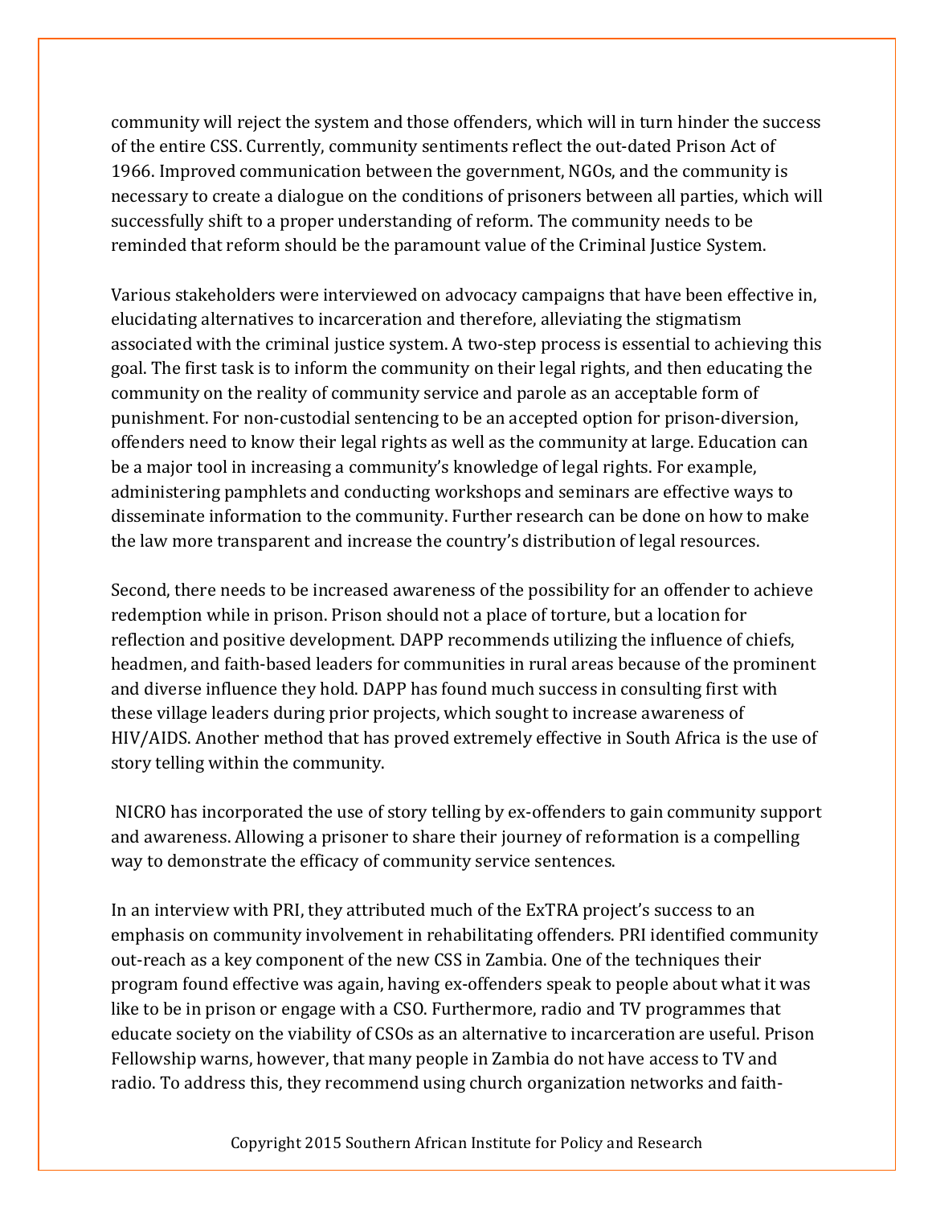community will reject the system and those offenders, which will in turn hinder the success of the entire CSS. Currently, community sentiments reflect the out-dated Prison Act of 1966. Improved communication between the government, NGOs, and the community is necessary to create a dialogue on the conditions of prisoners between all parties, which will successfully shift to a proper understanding of reform. The community needs to be reminded that reform should be the paramount value of the Criminal Justice System.

Various stakeholders were interviewed on advocacy campaigns that have been effective in, elucidating alternatives to incarceration and therefore, alleviating the stigmatism associated with the criminal justice system. A two-step process is essential to achieving this goal. The first task is to inform the community on their legal rights, and then educating the community on the reality of community service and parole as an acceptable form of punishment. For non-custodial sentencing to be an accepted option for prison-diversion, offenders need to know their legal rights as well as the community at large. Education can be a major tool in increasing a community's knowledge of legal rights. For example, administering pamphlets and conducting workshops and seminars are effective ways to disseminate information to the community. Further research can be done on how to make the law more transparent and increase the country's distribution of legal resources.

Second, there needs to be increased awareness of the possibility for an offender to achieve redemption while in prison. Prison should not a place of torture, but a location for reflection and positive development. DAPP recommends utilizing the influence of chiefs, headmen, and faith-based leaders for communities in rural areas because of the prominent and diverse influence they hold. DAPP has found much success in consulting first with these village leaders during prior projects, which sought to increase awareness of HIV/AIDS. Another method that has proved extremely effective in South Africa is the use of story telling within the community.

NICRO has incorporated the use of story telling by ex-offenders to gain community support and awareness. Allowing a prisoner to share their journey of reformation is a compelling way to demonstrate the efficacy of community service sentences.

In an interview with PRI, they attributed much of the ExTRA project's success to an emphasis on community involvement in rehabilitating offenders. PRI identified community out-reach as a key component of the new CSS in Zambia. One of the techniques their program found effective was again, having ex-offenders speak to people about what it was like to be in prison or engage with a CSO. Furthermore, radio and TV programmes that educate society on the viability of CSOs as an alternative to incarceration are useful. Prison Fellowship warns, however, that many people in Zambia do not have access to TV and radio. To address this, they recommend using church organization networks and faith-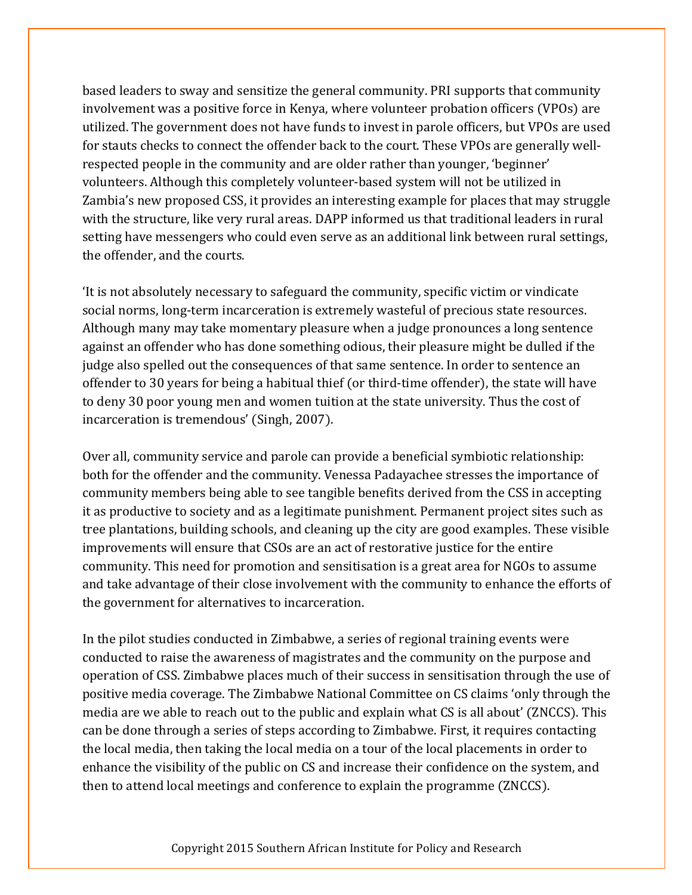based leaders to sway and sensitize the general community. PRI supports that community involvement was a positive force in Kenya, where volunteer probation officers (VPOs) are utilized. The government does not have funds to invest in parole officers, but VPOs are used for stauts checks to connect the offender back to the court. These VPOs are generally well-respected people in the community and are older rather than younger, 'beginner' volunteers. Although this completely volunteer-based system will not be utilized in Zambia's new proposed CSS, it provides an interesting example for places that may struggle with the structure, like very rural areas. DAPP informed us that traditional leaders in rural setting have messengers who could even serve as an additional link between rural settings, the offender, and the courts.

'It is not absolutely necessary to safeguard the community, specific victim or vindicate social norms, long-term incarceration is extremely wasteful of precious state resources. Although many may take momentary pleasure when a judge pronounces a long sentence against an offender who has done something odious, their pleasure might be dulled if the judge also spelled out the consequences of that same sentence. In order to sentence an offender to 30 years for being a habitual thief (or third-time offender), the state will have to deny 30 poor young men and women tuition at the state university. Thus the cost of incarceration is tremendous' (Singh, 2007).

Over all, community service and parole can provide a beneficial symbiotic relationship: both for the offender and the community. Venessa Padayachee stresses the importance of community members being able to see tangible benefits derived from the CSS in accepting it as productive to society and as a legitimate punishment. Permanent project sites such as tree plantations, building schools, and cleaning up the city are good examples. These visible improvements will ensure that CSOs are an act of restorative justice for the entire community. This need for promotion and sensitisation is a great area for NGOs to assume and take advantage of their close involvement with the community to enhance the efforts of the government for alternatives to incarceration.

In the pilot studies conducted in Zimbabwe, a series of regional training events were conducted to raise the awareness of magistrates and the community on the purpose and operation of CSS. Zimbabwe places much of their success in sensitisation through the use of positive media coverage. The Zimbabwe National Committee on CS claims 'only through the media are we able to reach out to the public and explain what CS is all about' (ZNCCS). This can be done through a series of steps according to Zimbabwe. First, it requires contacting the local media, then taking the local media on a tour of the local placements in order to enhance the visibility of the public on CS and increase their confidence on the system, and then to attend local meetings and conference to explain the programme (ZNCCS).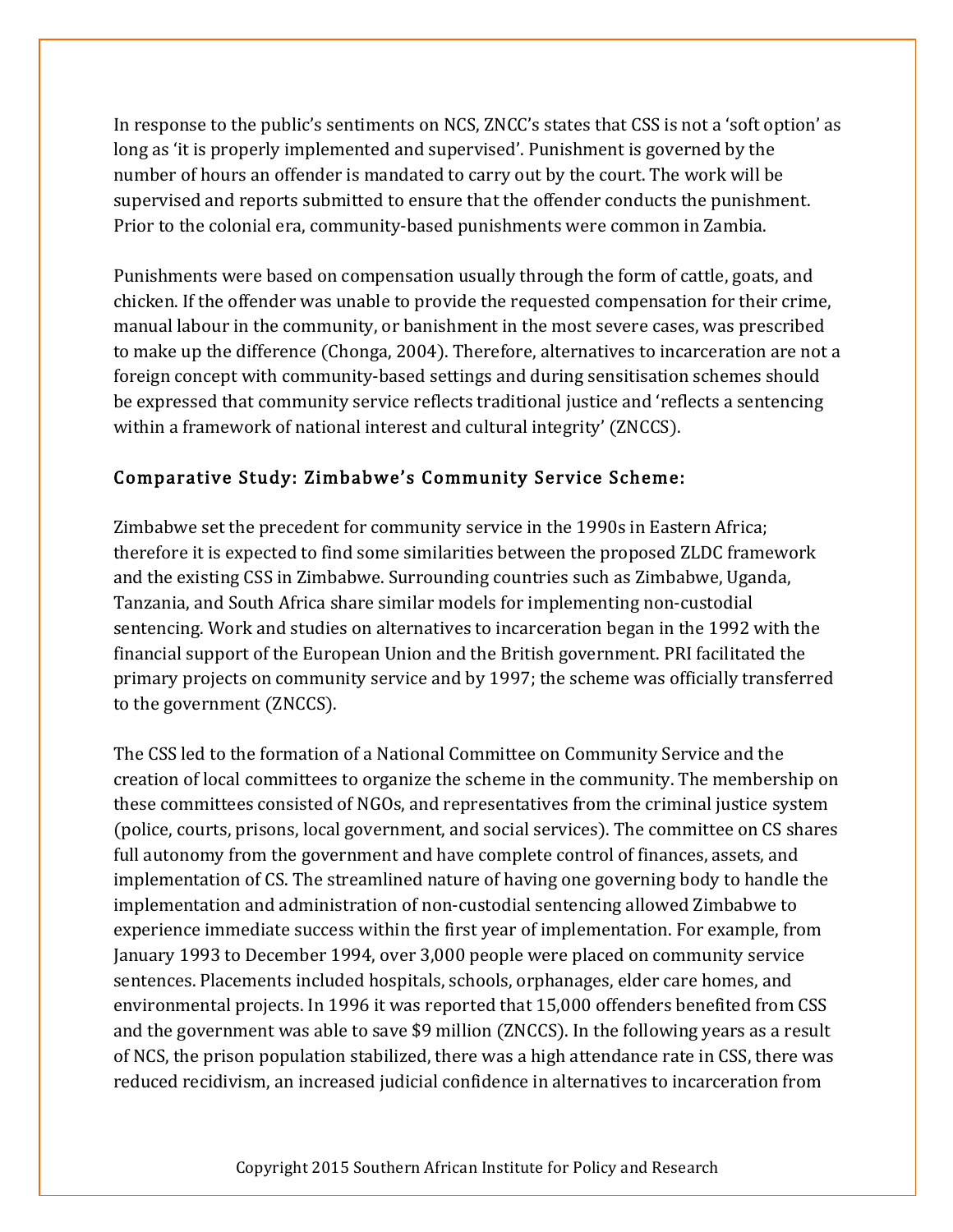In response to the public's sentiments on NCS, ZNCC's states that CSS is not a 'soft option' as long as 'it is properly implemented and supervised'. Punishment is governed by the number of hours an offender is mandated to carry out by the court. The work will be supervised and reports submitted to ensure that the offender conducts the punishment. Prior to the colonial era, community-based punishments were common in Zambia.

Punishments were based on compensation usually through the form of cattle, goats, and chicken. If the offender was unable to provide the requested compensation for their crime, manual labour in the community, or banishment in the most severe cases, was prescribed to make up the difference (Chonga, 2004). Therefore, alternatives to incarceration are not a foreign concept with community-based settings and during sensitisation schemes should be expressed that community service reflects traditional justice and 'reflects a sentencing within a framework of national interest and cultural integrity' (ZNCCS).

### Comparative Study: Zimbabwe's Community Service Scheme:

Zimbabwe set the precedent for community service in the 1990s in Eastern Africa; therefore it is expected to find some similarities between the proposed ZLDC framework and the existing CSS in Zimbabwe. Surrounding countries such as Zimbabwe, Uganda, Tanzania, and South Africa share similar models for implementing non-custodial sentencing. Work and studies on alternatives to incarceration began in the 1992 with the financial support of the European Union and the British government. PRI facilitated the primary projects on community service and by 1997; the scheme was officially transferred to the government (ZNCCS).

The CSS led to the formation of a National Committee on Community Service and the creation of local committees to organize the scheme in the community. The membership on these committees consisted of NGOs, and representatives from the criminal justice system (police, courts, prisons, local government, and social services). The committee on CS shares full autonomy from the government and have complete control of finances, assets, and implementation of CS. The streamlined nature of having one governing body to handle the implementation and administration of non-custodial sentencing allowed Zimbabwe to experience immediate success within the first year of implementation. For example, from January 1993 to December 1994, over 3,000 people were placed on community service sentences. Placements included hospitals, schools, orphanages, elder care homes, and environmental projects. In 1996 it was reported that 15,000 offenders benefited from CSS and the government was able to save $9 million (ZNCCS). In the following years as a result of NCS, the prison population stabilized, there was a high attendance rate in CSS, there was reduced recidivism, an increased judicial confidence in alternatives to incarceration from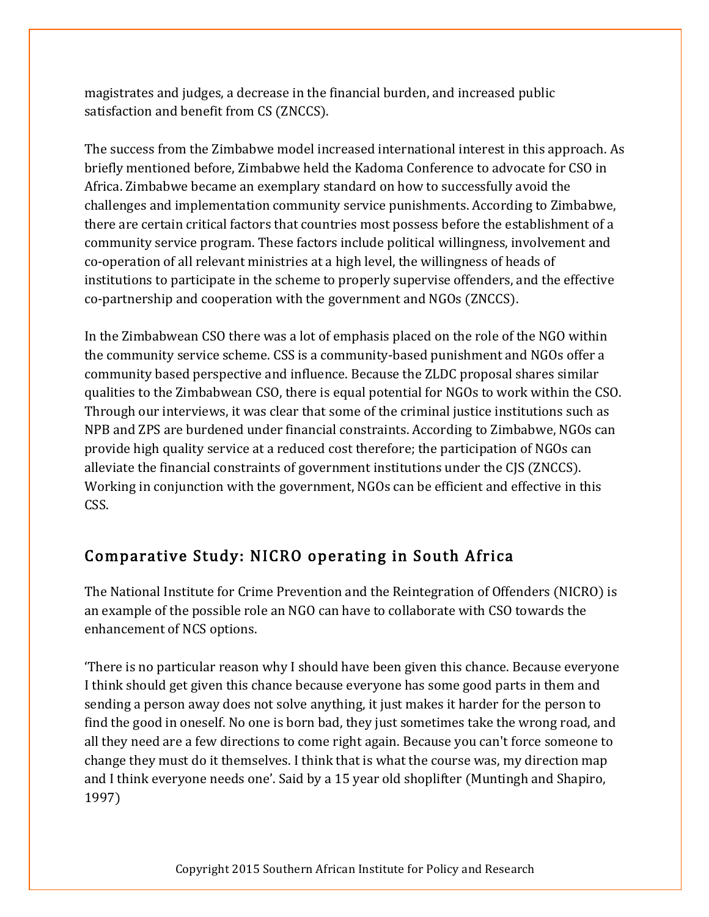magistrates and judges, a decrease in the financial burden, and increased public satisfaction and benefit from CS (ZNCCS).

The success from the Zimbabwe model increased international interest in this approach. As briefly mentioned before, Zimbabwe held the Kadoma Conference to advocate for CSO in Africa. Zimbabwe became an exemplary standard on how to successfully avoid the challenges and implementation community service punishments. According to Zimbabwe, there are certain critical factors that countries most possess before the establishment of a community service program. These factors include political willingness, involvement and co-operation of all relevant ministries at a high level, the willingness of heads of institutions to participate in the scheme to properly supervise offenders, and the effective co-partnership and cooperation with the government and NGOs (ZNCCS).

In the Zimbabwean CSO there was a lot of emphasis placed on the role of the NGO within the community service scheme. CSS is a community-based punishment and NGOs offer a community based perspective and influence. Because the ZLDC proposal shares similar qualities to the Zimbabwean CSO, there is equal potential for NGOs to work within the CSO. Through our interviews, it was clear that some of the criminal justice institutions such as NPB and ZPS are burdened under financial constraints. According to Zimbabwe, NGOs can provide high quality service at a reduced cost therefore; the participation of NGOs can alleviate the financial constraints of government institutions under the CJS (ZNCCS). Working in conjunction with the government, NGOs can be efficient and effective in this CSS.

## Comparative Study: NICRO operating in South Africa

The National Institute for Crime Prevention and the Reintegration of Offenders (NICRO) is an example of the possible role an NGO can have to collaborate with CSO towards the enhancement of NCS options.

'There is no particular reason why I should have been given this chance. Because everyone I think should get given this chance because everyone has some good parts in them and sending a person away does not solve anything, it just makes it harder for the person to find the good in oneself. No one is born bad, they just sometimes take the wrong road, and all they need are a few directions to come right again. Because you can't force someone to change they must do it themselves. I think that is what the course was, my direction map and I think everyone needs one'. Said by a 15 year old shoplifter (Muntingh and Shapiro, 1997)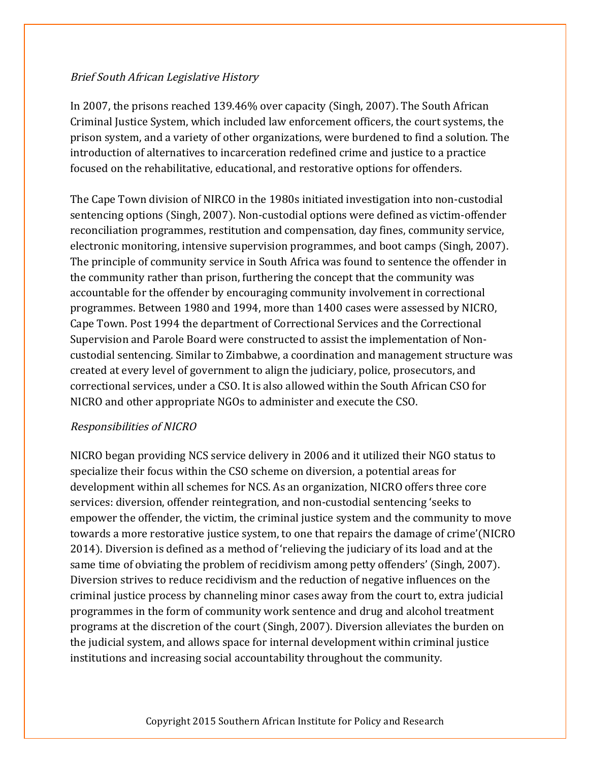*Brief South African Legislative History*

In 2007, the prisons reached 139.46% over capacity (Singh, 2007). The South African Criminal Justice System, which included law enforcement officers, the court systems, the prison system, and a variety of other organizations, were burdened to find a solution. The introduction of alternatives to incarceration redefined crime and justice to a practice focused on the rehabilitative, educational, and restorative options for offenders.

The Cape Town division of NIRCO in the 1980s initiated investigation into non-custodial sentencing options (Singh, 2007). Non-custodial options were defined as victim-offender reconciliation programmes, restitution and compensation, day fines, community service, electronic monitoring, intensive supervision programmes, and boot camps (Singh, 2007). The principle of community service in South Africa was found to sentence the offender in the community rather than prison, furthering the concept that the community was accountable for the offender by encouraging community involvement in correctional programmes. Between 1980 and 1994, more than 1400 cases were assessed by NICRO, Cape Town. Post 1994 the department of Correctional Services and the Correctional Supervision and Parole Board were constructed to assist the implementation of Non-custodial sentencing. Similar to Zimbabwe, a coordination and management structure was created at every level of government to align the judiciary, police, prosecutors, and correctional services, under a CSO. It is also allowed within the South African CSO for NICRO and other appropriate NGOs to administer and execute the CSO.

*Responsibilities of NICRO*

NICRO began providing NCS service delivery in 2006 and it utilized their NGO status to specialize their focus within the CSO scheme on diversion, a potential areas for development within all schemes for NCS. As an organization, NICRO offers three core services: diversion, offender reintegration, and non-custodial sentencing 'seeks to empower the offender, the victim, the criminal justice system and the community to move towards a more restorative justice system, to one that repairs the damage of crime'(NICRO 2014). Diversion is defined as a method of 'relieving the judiciary of its load and at the same time of obviating the problem of recidivism among petty offenders' (Singh, 2007). Diversion strives to reduce recidivism and the reduction of negative influences on the criminal justice process by channeling minor cases away from the court to, extra judicial programmes in the form of community work sentence and drug and alcohol treatment programs at the discretion of the court (Singh, 2007). Diversion alleviates the burden on the judicial system, and allows space for internal development within criminal justice institutions and increasing social accountability throughout the community.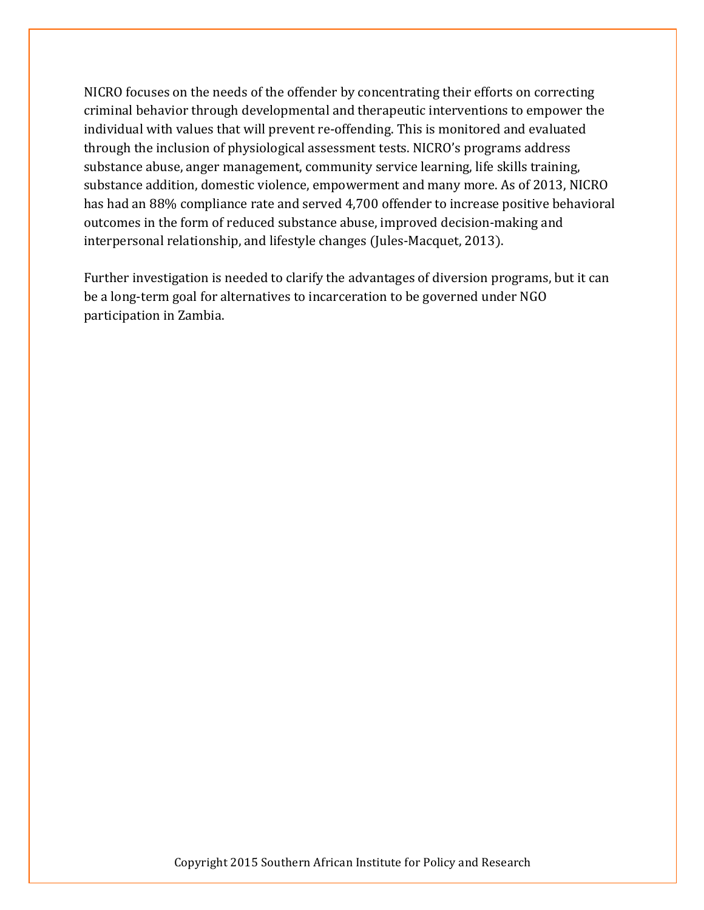NICRO focuses on the needs of the offender by concentrating their efforts on correcting criminal behavior through developmental and therapeutic interventions to empower the individual with values that will prevent re-offending. This is monitored and evaluated through the inclusion of physiological assessment tests. NICRO's programs address substance abuse, anger management, community service learning, life skills training, substance addition, domestic violence, empowerment and many more. As of 2013, NICRO has had an 88% compliance rate and served 4,700 offender to increase positive behavioral outcomes in the form of reduced substance abuse, improved decision-making and interpersonal relationship, and lifestyle changes (Jules-Macquet, 2013).

Further investigation is needed to clarify the advantages of diversion programs, but it can be a long-term goal for alternatives to incarceration to be governed under NGO participation in Zambia.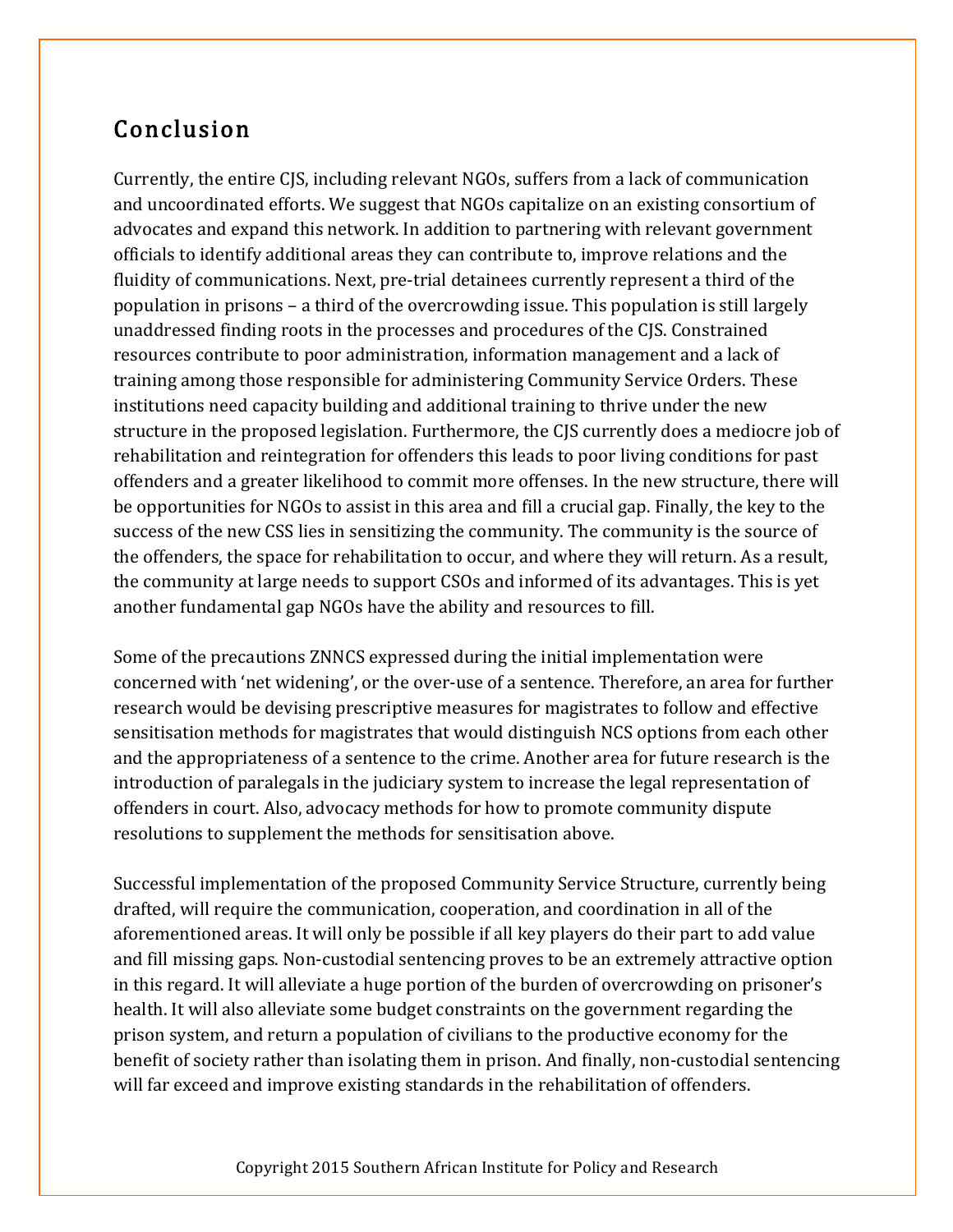## Conclusion

Currently, the entire CJS, including relevant NGOs, suffers from a lack of communication and uncoordinated efforts. We suggest that NGOs capitalize on an existing consortium of advocates and expand this network. In addition to partnering with relevant government officials to identify additional areas they can contribute to, improve relations and the fluidity of communications. Next, pre-trial detainees currently represent a third of the population in prisons – a third of the overcrowding issue. This population is still largely unaddressed finding roots in the processes and procedures of the CJS. Constrained resources contribute to poor administration, information management and a lack of training among those responsible for administering Community Service Orders. These institutions need capacity building and additional training to thrive under the new structure in the proposed legislation. Furthermore, the CJS currently does a mediocre job of rehabilitation and reintegration for offenders this leads to poor living conditions for past offenders and a greater likelihood to commit more offenses. In the new structure, there will be opportunities for NGOs to assist in this area and fill a crucial gap. Finally, the key to the success of the new CSS lies in sensitizing the community. The community is the source of the offenders, the space for rehabilitation to occur, and where they will return. As a result, the community at large needs to support CSOs and informed of its advantages. This is yet another fundamental gap NGOs have the ability and resources to fill.

Some of the precautions ZNNCS expressed during the initial implementation were concerned with 'net widening', or the over-use of a sentence. Therefore, an area for further research would be devising prescriptive measures for magistrates to follow and effective sensitisation methods for magistrates that would distinguish NCS options from each other and the appropriateness of a sentence to the crime. Another area for future research is the introduction of paralegals in the judiciary system to increase the legal representation of offenders in court. Also, advocacy methods for how to promote community dispute resolutions to supplement the methods for sensitisation above.

Successful implementation of the proposed Community Service Structure, currently being drafted, will require the communication, cooperation, and coordination in all of the aforementioned areas. It will only be possible if all key players do their part to add value and fill missing gaps. Non-custodial sentencing proves to be an extremely attractive option in this regard. It will alleviate a huge portion of the burden of overcrowding on prisoner's health. It will also alleviate some budget constraints on the government regarding the prison system, and return a population of civilians to the productive economy for the benefit of society rather than isolating them in prison. And finally, non-custodial sentencing will far exceed and improve existing standards in the rehabilitation of offenders.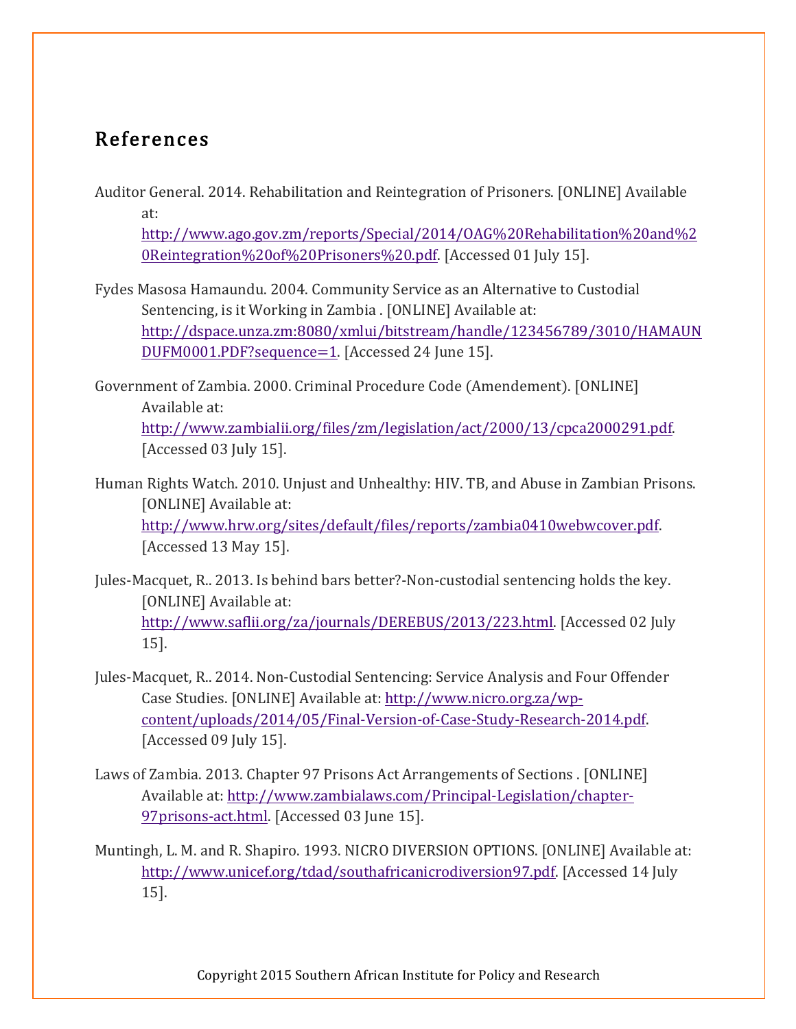## References

Auditor General. 2014. Rehabilitation and Reintegration of Prisoners. [ONLINE] Available at: http://www.ago.gov.zm/reports/Special/2014/OAG%20Rehabilitation%20and%20Reintegration%20of%20Prisoners%20.pdf. [Accessed 01 July 15].

Fydes Masosa Hamaundu. 2004. Community Service as an Alternative to Custodial Sentencing, is it Working in Zambia . [ONLINE] Available at: http://dspace.unza.zm:8080/xmlui/bitstream/handle/123456789/3010/HAMAUNDUFM0001.PDF?sequence=1. [Accessed 24 June 15].

Government of Zambia. 2000. Criminal Procedure Code (Amendement). [ONLINE] Available at: http://www.zambialii.org/files/zm/legislation/act/2000/13/cpca2000291.pdf. [Accessed 03 July 15].

Human Rights Watch. 2010. Unjust and Unhealthy: HIV. TB, and Abuse in Zambian Prisons. [ONLINE] Available at: http://www.hrw.org/sites/default/files/reports/zambia0410webwcover.pdf. [Accessed 13 May 15].

Jules-Macquet, R.. 2013. Is behind bars better?-Non-custodial sentencing holds the key. [ONLINE] Available at: http://www.saflii.org/za/journals/DEREBUS/2013/223.html. [Accessed 02 July 15].

Jules-Macquet, R.. 2014. Non-Custodial Sentencing: Service Analysis and Four Offender Case Studies. [ONLINE] Available at: http://www.nicro.org.za/wp-content/uploads/2014/05/Final-Version-of-Case-Study-Research-2014.pdf. [Accessed 09 July 15].

Laws of Zambia. 2013. Chapter 97 Prisons Act Arrangements of Sections . [ONLINE] Available at: http://www.zambialaws.com/Principal-Legislation/chapter-97prisons-act.html. [Accessed 03 June 15].

Muntingh, L. M. and R. Shapiro. 1993. NICRO DIVERSION OPTIONS. [ONLINE] Available at: http://www.unicef.org/tdad/southafricanicrodiversion97.pdf. [Accessed 14 July 15].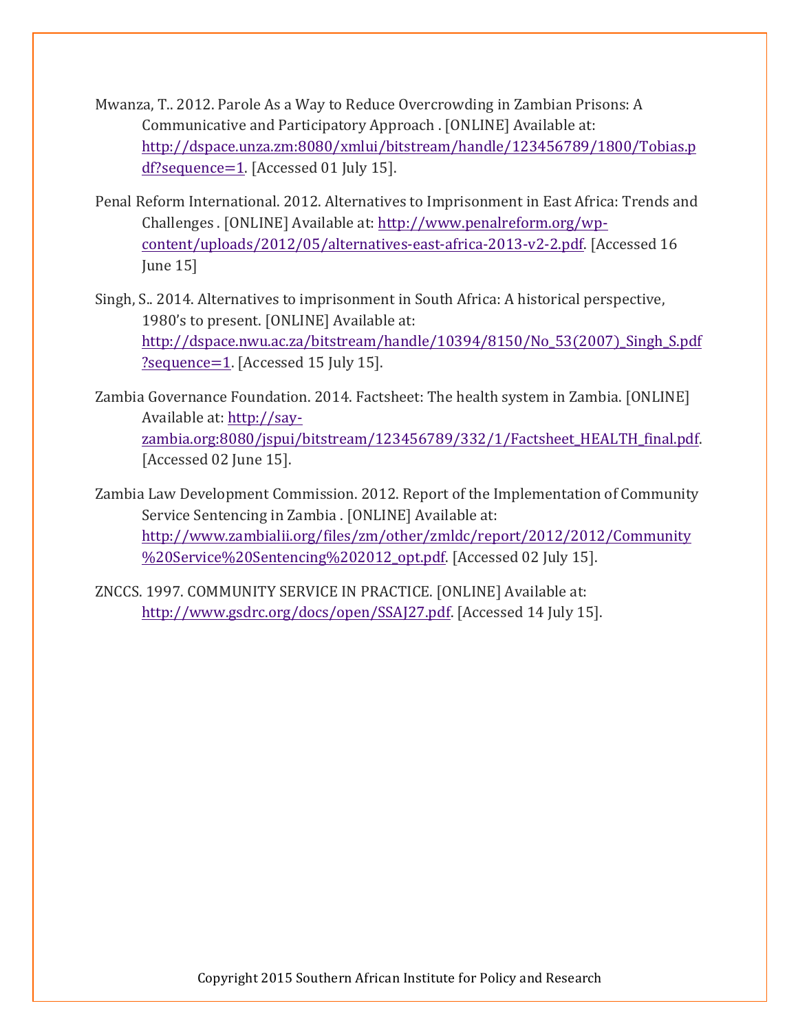Mwanza, T.. 2012. Parole As a Way to Reduce Overcrowding in Zambian Prisons: A Communicative and Participatory Approach . [ONLINE] Available at: http://dspace.unza.zm:8080/xmlui/bitstream/handle/123456789/1800/Tobias.pdf?sequence=1. [Accessed 01 July 15].

Penal Reform International. 2012. Alternatives to Imprisonment in East Africa: Trends and Challenges . [ONLINE] Available at: http://www.penalreform.org/wp-content/uploads/2012/05/alternatives-east-africa-2013-v2-2.pdf. [Accessed 16 June 15]

Singh, S.. 2014. Alternatives to imprisonment in South Africa: A historical perspective, 1980's to present. [ONLINE] Available at: http://dspace.nwu.ac.za/bitstream/handle/10394/8150/No_53(2007)_Singh_S.pdf?sequence=1. [Accessed 15 July 15].

Zambia Governance Foundation. 2014. Factsheet: The health system in Zambia. [ONLINE] Available at: http://say-zambia.org:8080/jspui/bitstream/123456789/332/1/Factsheet_HEALTH_final.pdf. [Accessed 02 June 15].

Zambia Law Development Commission. 2012. Report of the Implementation of Community Service Sentencing in Zambia . [ONLINE] Available at: http://www.zambialii.org/files/zm/other/zmldc/report/2012/2012/Community%20Service%20Sentencing%202012_opt.pdf. [Accessed 02 July 15].

ZNCCS. 1997. COMMUNITY SERVICE IN PRACTICE. [ONLINE] Available at: http://www.gsdrc.org/docs/open/SSAJ27.pdf. [Accessed 14 July 15].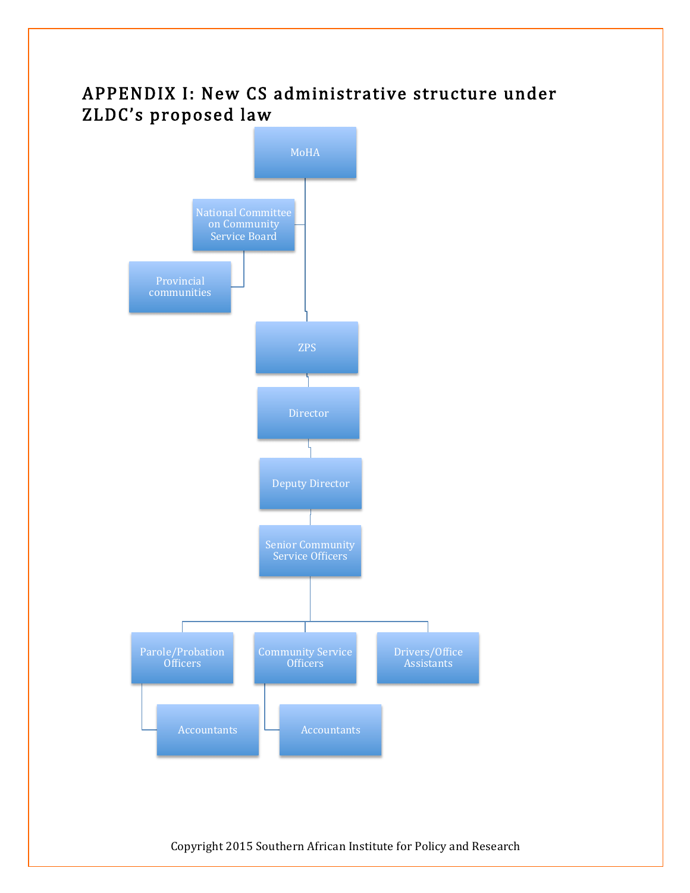# APPENDIX I: New CS administrative structure under ZLDC's proposed law

- MoHA
  - National Committee on Community Service Board
    - Provincial communities
  - ZPS
    - Director
      - Deputy Director
        - Senior Community Service Officers
          - Parole/Probation Officers
            - Accountants
          - Community Service Officers
            - Accountants
          - Drivers/Office Assistants

Copyright 2015 Southern African Institute for Policy and Research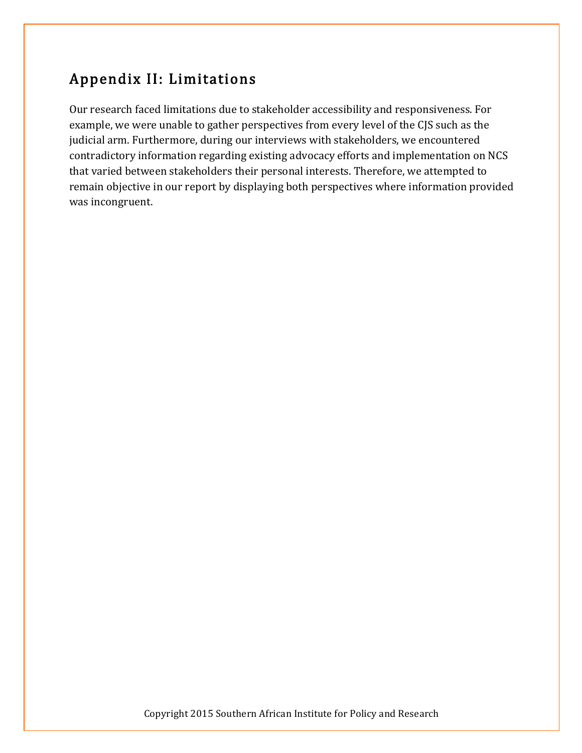## Appendix II: Limitations

Our research faced limitations due to stakeholder accessibility and responsiveness. For example, we were unable to gather perspectives from every level of the CJS such as the judicial arm. Furthermore, during our interviews with stakeholders, we encountered contradictory information regarding existing advocacy efforts and implementation on NCS that varied between stakeholders their personal interests. Therefore, we attempted to remain objective in our report by displaying both perspectives where information provided was incongruent.